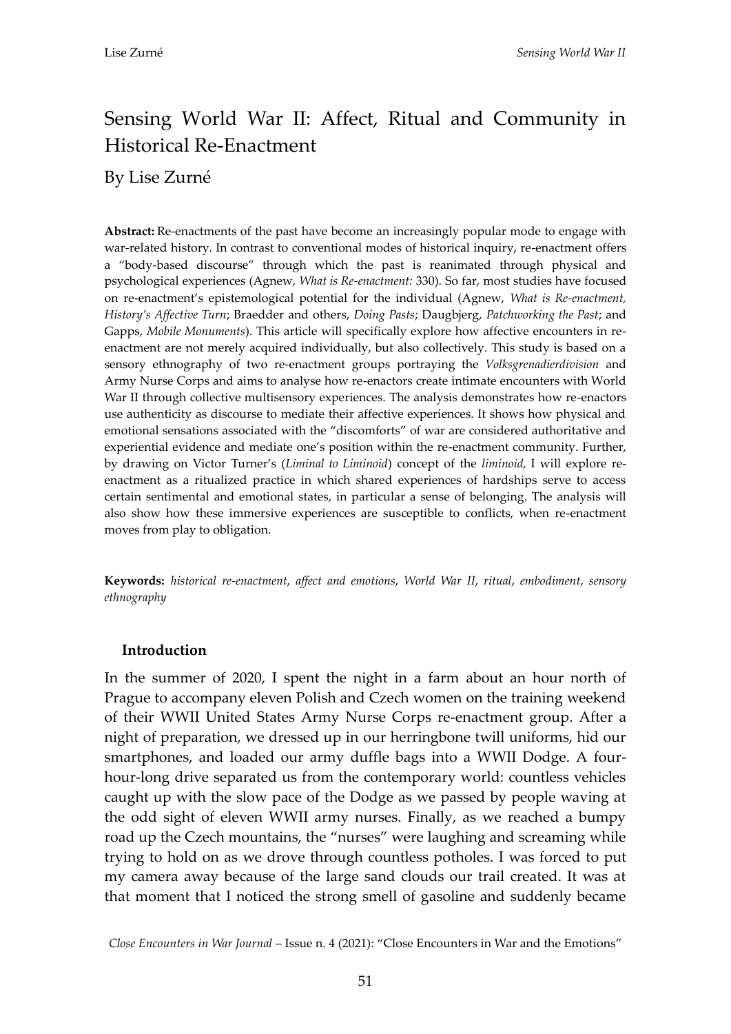# Sensing World War II: Affect, Ritual and Community in Historical Re-Enactment

By Lise Zurné

**Abstract:** Re-enactments of the past have become an increasingly popular mode to engage with war-related history. In contrast to conventional modes of historical inquiry, re-enactment offers a "body-based discourse" through which the past is reanimated through physical and psychological experiences (Agnew, *What is Re-enactment:* 330). So far, most studies have focused on re-enactment's epistemological potential for the individual (Agnew, *What is Re-enactment, History's Affective Turn*; Braedder and others, *Doing Pasts*; Daugbjerg, *Patchworking the Past*; and Gapps, *Mobile Monuments*). This article will specifically explore how affective encounters in re-enactment are not merely acquired individually, but also collectively. This study is based on a sensory ethnography of two re-enactment groups portraying the *Volksgrenadierdivision* and Army Nurse Corps and aims to analyse how re-enactors create intimate encounters with World War II through collective multisensory experiences. The analysis demonstrates how re-enactors use authenticity as discourse to mediate their affective experiences. It shows how physical and emotional sensations associated with the "discomforts" of war are considered authoritative and experiential evidence and mediate one's position within the re-enactment community. Further, by drawing on Victor Turner's (*Liminal to Liminoid*) concept of the *liminoid,* I will explore re-enactment as a ritualized practice in which shared experiences of hardships serve to access certain sentimental and emotional states, in particular a sense of belonging. The analysis will also show how these immersive experiences are susceptible to conflicts, when re-enactment moves from play to obligation.

**Keywords:** *historical re-enactment*, *affect and emotions*, *World War II*, *ritual*, *embodiment*, *sensory ethnography*

## Introduction

In the summer of 2020, I spent the night in a farm about an hour north of Prague to accompany eleven Polish and Czech women on the training weekend of their WWII United States Army Nurse Corps re-enactment group. After a night of preparation, we dressed up in our herringbone twill uniforms, hid our smartphones, and loaded our army duffle bags into a WWII Dodge. A four-hour-long drive separated us from the contemporary world: countless vehicles caught up with the slow pace of the Dodge as we passed by people waving at the odd sight of eleven WWII army nurses. Finally, as we reached a bumpy road up the Czech mountains, the "nurses" were laughing and screaming while trying to hold on as we drove through countless potholes. I was forced to put my camera away because of the large sand clouds our trail created. It was at that moment that I noticed the strong smell of gasoline and suddenly became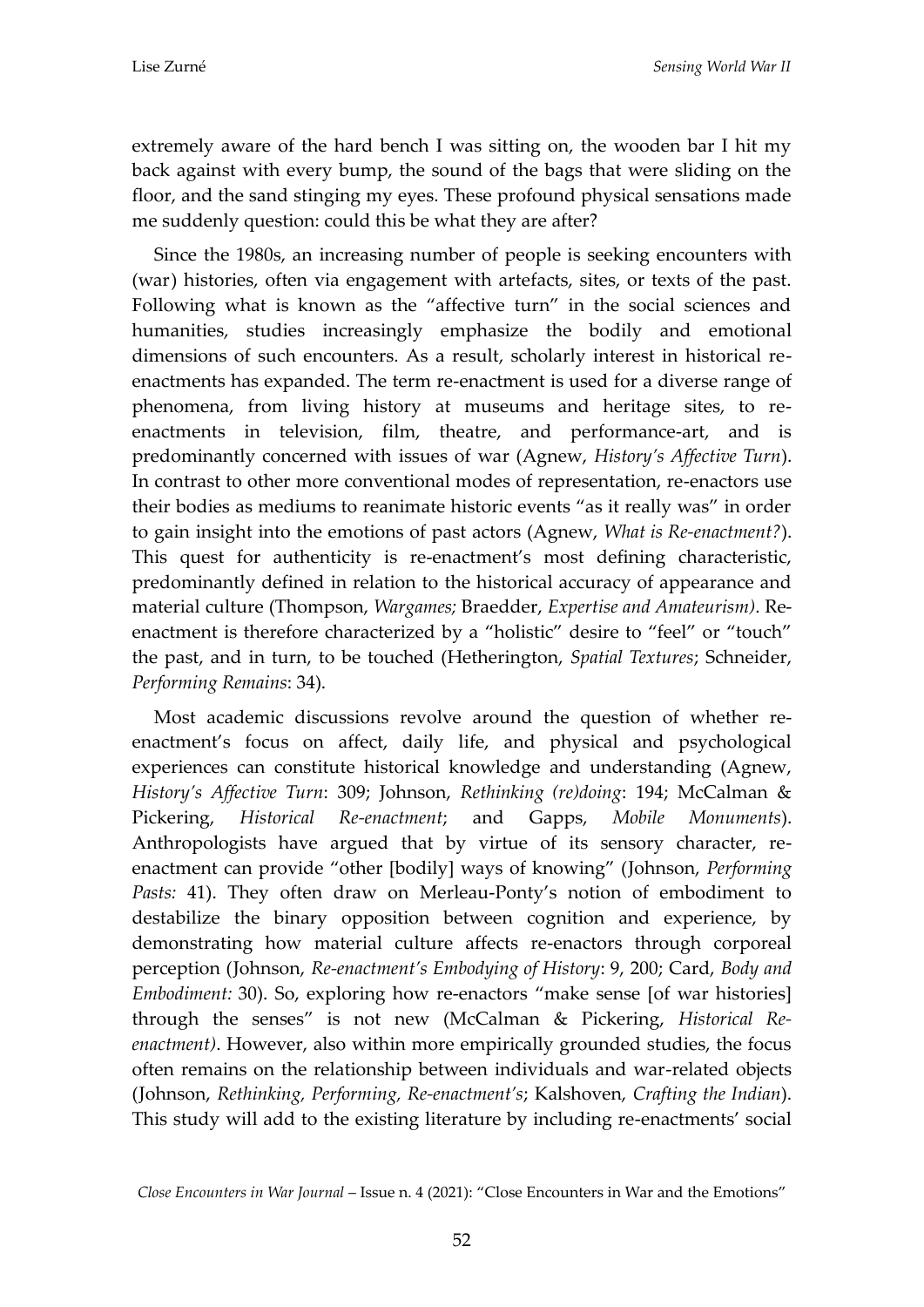extremely aware of the hard bench I was sitting on, the wooden bar I hit my back against with every bump, the sound of the bags that were sliding on the floor, and the sand stinging my eyes. These profound physical sensations made me suddenly question: could this be what they are after?

Since the 1980s, an increasing number of people is seeking encounters with (war) histories, often via engagement with artefacts, sites, or texts of the past. Following what is known as the "affective turn" in the social sciences and humanities, studies increasingly emphasize the bodily and emotional dimensions of such encounters. As a result, scholarly interest in historical re-enactments has expanded. The term re-enactment is used for a diverse range of phenomena, from living history at museums and heritage sites, to re-enactments in television, film, theatre, and performance-art, and is predominantly concerned with issues of war (Agnew, *History's Affective Turn*). In contrast to other more conventional modes of representation, re-enactors use their bodies as mediums to reanimate historic events "as it really was" in order to gain insight into the emotions of past actors (Agnew, *What is Re-enactment?*). This quest for authenticity is re-enactment's most defining characteristic, predominantly defined in relation to the historical accuracy of appearance and material culture (Thompson, *Wargames;* Braedder, *Expertise and Amateurism)*. Re-enactment is therefore characterized by a "holistic" desire to "feel" or "touch" the past, and in turn, to be touched (Hetherington, *Spatial Textures*; Schneider, *Performing Remains*: 34).

Most academic discussions revolve around the question of whether re-enactment's focus on affect, daily life, and physical and psychological experiences can constitute historical knowledge and understanding (Agnew, *History's Affective Turn*: 309; Johnson, *Rethinking (re)doing*: 194; McCalman & Pickering, *Historical Re-enactment*; and Gapps, *Mobile Monuments*). Anthropologists have argued that by virtue of its sensory character, re-enactment can provide "other [bodily] ways of knowing" (Johnson, *Performing Pasts:* 41). They often draw on Merleau-Ponty's notion of embodiment to destabilize the binary opposition between cognition and experience, by demonstrating how material culture affects re-enactors through corporeal perception (Johnson, *Re-enactment's Embodying of History*: 9, 200; Card, *Body and Embodiment:* 30). So, exploring how re-enactors "make sense [of war histories] through the senses" is not new (McCalman & Pickering, *Historical Re-enactment)*. However, also within more empirically grounded studies, the focus often remains on the relationship between individuals and war-related objects (Johnson, *Rethinking, Performing, Re-enactment's*; Kalshoven, *Crafting the Indian*). This study will add to the existing literature by including re-enactments' social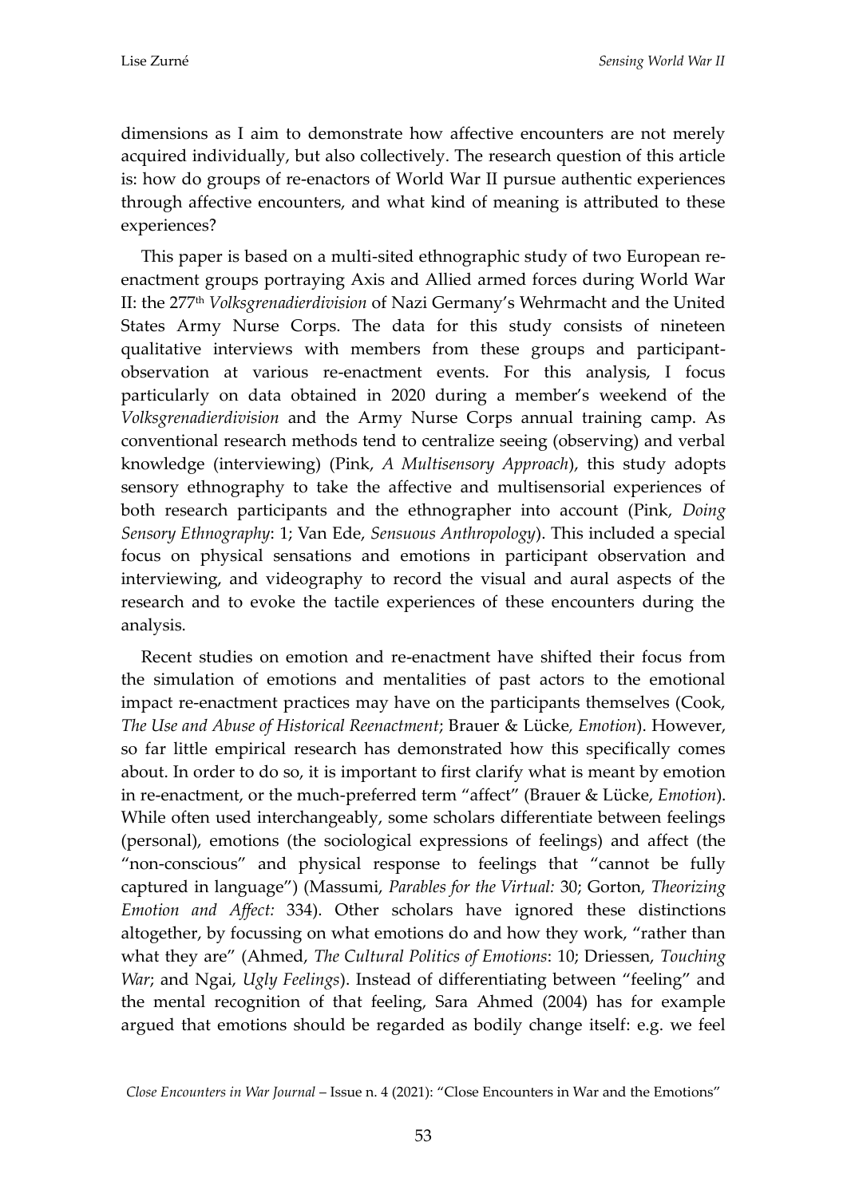dimensions as I aim to demonstrate how affective encounters are not merely acquired individually, but also collectively. The research question of this article is: how do groups of re-enactors of World War II pursue authentic experiences through affective encounters, and what kind of meaning is attributed to these experiences?

This paper is based on a multi-sited ethnographic study of two European re-enactment groups portraying Axis and Allied armed forces during World War II: the 277th *Volksgrenadierdivision* of Nazi Germany's Wehrmacht and the United States Army Nurse Corps. The data for this study consists of nineteen qualitative interviews with members from these groups and participant-observation at various re-enactment events. For this analysis, I focus particularly on data obtained in 2020 during a member's weekend of the *Volksgrenadierdivision* and the Army Nurse Corps annual training camp. As conventional research methods tend to centralize seeing (observing) and verbal knowledge (interviewing) (Pink, *A Multisensory Approach*), this study adopts sensory ethnography to take the affective and multisensorial experiences of both research participants and the ethnographer into account (Pink, *Doing Sensory Ethnography*: 1; Van Ede, *Sensuous Anthropology*). This included a special focus on physical sensations and emotions in participant observation and interviewing, and videography to record the visual and aural aspects of the research and to evoke the tactile experiences of these encounters during the analysis.

Recent studies on emotion and re-enactment have shifted their focus from the simulation of emotions and mentalities of past actors to the emotional impact re-enactment practices may have on the participants themselves (Cook, *The Use and Abuse of Historical Reenactment*; Brauer & Lücke, *Emotion*). However, so far little empirical research has demonstrated how this specifically comes about. In order to do so, it is important to first clarify what is meant by emotion in re-enactment, or the much-preferred term "affect" (Brauer & Lücke, *Emotion*). While often used interchangeably, some scholars differentiate between feelings (personal), emotions (the sociological expressions of feelings) and affect (the "non-conscious" and physical response to feelings that "cannot be fully captured in language") (Massumi, *Parables for the Virtual:* 30; Gorton, *Theorizing Emotion and Affect:* 334). Other scholars have ignored these distinctions altogether, by focussing on what emotions do and how they work, "rather than what they are" (Ahmed, *The Cultural Politics of Emotions*: 10; Driessen, *Touching War*; and Ngai, *Ugly Feelings*). Instead of differentiating between "feeling" and the mental recognition of that feeling, Sara Ahmed (2004) has for example argued that emotions should be regarded as bodily change itself: e.g. we feel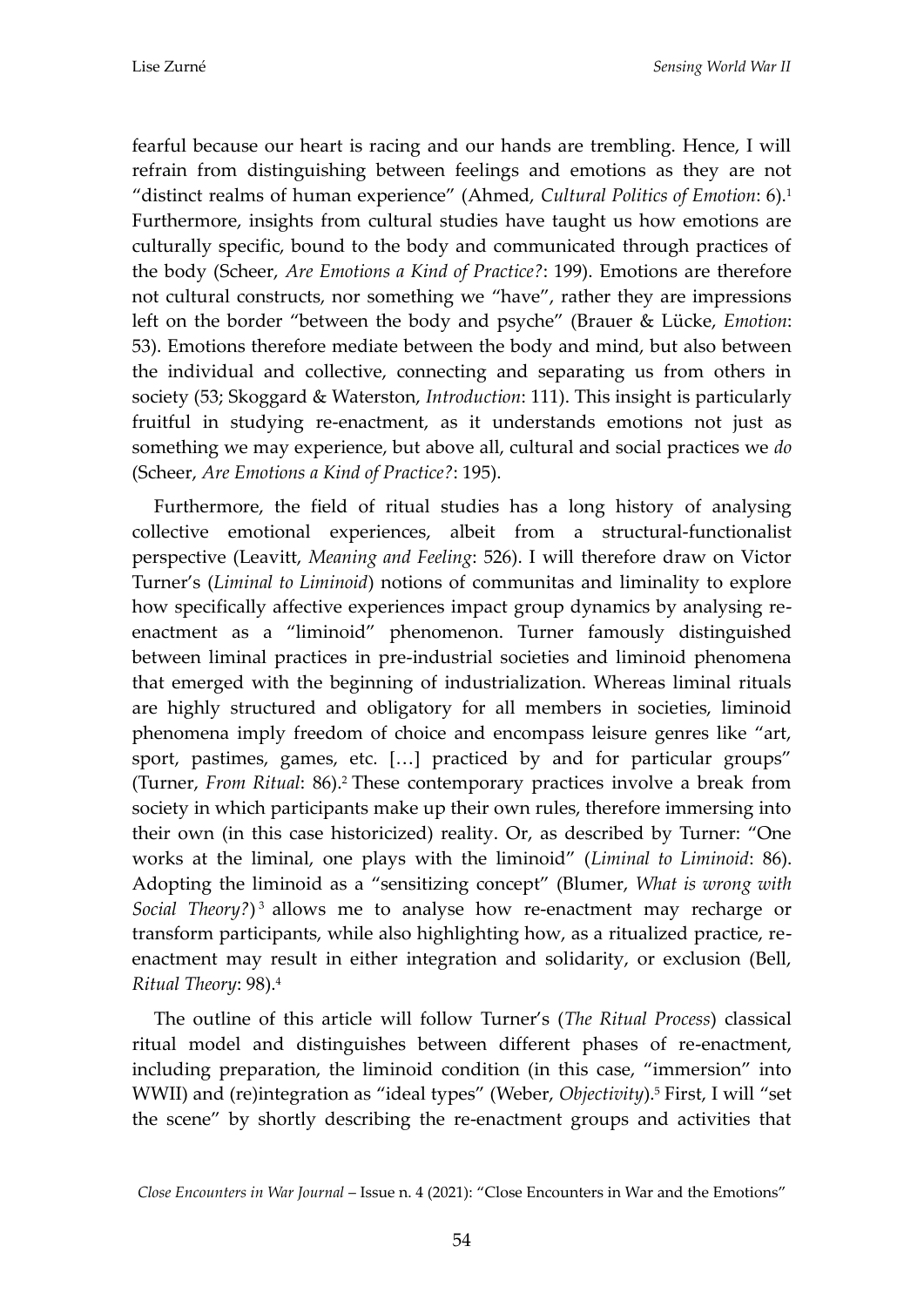fearful because our heart is racing and our hands are trembling. Hence, I will refrain from distinguishing between feelings and emotions as they are not "distinct realms of human experience" (Ahmed, *Cultural Politics of Emotion*: 6).[1] Furthermore, insights from cultural studies have taught us how emotions are culturally specific, bound to the body and communicated through practices of the body (Scheer, *Are Emotions a Kind of Practice?*: 199). Emotions are therefore not cultural constructs, nor something we "have", rather they are impressions left on the border "between the body and psyche" (Brauer & Lücke, *Emotion*: 53). Emotions therefore mediate between the body and mind, but also between the individual and collective, connecting and separating us from others in society (53; Skoggard & Waterston, *Introduction*: 111). This insight is particularly fruitful in studying re-enactment, as it understands emotions not just as something we may experience, but above all, cultural and social practices we *do* (Scheer, *Are Emotions a Kind of Practice?*: 195).

Furthermore, the field of ritual studies has a long history of analysing collective emotional experiences, albeit from a structural-functionalist perspective (Leavitt, *Meaning and Feeling*: 526). I will therefore draw on Victor Turner's (*Liminal to Liminoid*) notions of communitas and liminality to explore how specifically affective experiences impact group dynamics by analysing re-enactment as a "liminoid" phenomenon. Turner famously distinguished between liminal practices in pre-industrial societies and liminoid phenomena that emerged with the beginning of industrialization. Whereas liminal rituals are highly structured and obligatory for all members in societies, liminoid phenomena imply freedom of choice and encompass leisure genres like "art, sport, pastimes, games, etc. […] practiced by and for particular groups" (Turner, *From Ritual*: 86).[2] These contemporary practices involve a break from society in which participants make up their own rules, therefore immersing into their own (in this case historicized) reality. Or, as described by Turner: "One works at the liminal, one plays with the liminoid" (*Liminal to Liminoid*: 86). Adopting the liminoid as a "sensitizing concept" (Blumer, *What is wrong with Social Theory?*)[3] allows me to analyse how re-enactment may recharge or transform participants, while also highlighting how, as a ritualized practice, re-enactment may result in either integration and solidarity, or exclusion (Bell, *Ritual Theory*: 98).[4]

The outline of this article will follow Turner's (*The Ritual Process*) classical ritual model and distinguishes between different phases of re-enactment, including preparation, the liminoid condition (in this case, "immersion" into WWII) and (re)integration as "ideal types" (Weber, *Objectivity*).[5] First, I will "set the scene" by shortly describing the re-enactment groups and activities that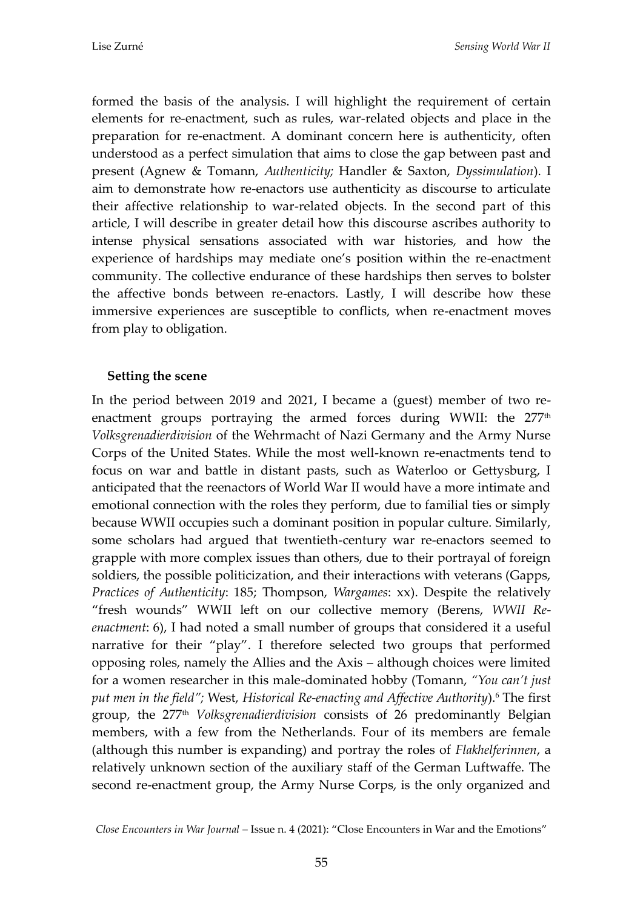formed the basis of the analysis. I will highlight the requirement of certain elements for re-enactment, such as rules, war-related objects and place in the preparation for re-enactment. A dominant concern here is authenticity, often understood as a perfect simulation that aims to close the gap between past and present (Agnew & Tomann, *Authenticity;* Handler & Saxton, *Dyssimulation*). I aim to demonstrate how re-enactors use authenticity as discourse to articulate their affective relationship to war-related objects. In the second part of this article, I will describe in greater detail how this discourse ascribes authority to intense physical sensations associated with war histories, and how the experience of hardships may mediate one's position within the re-enactment community. The collective endurance of these hardships then serves to bolster the affective bonds between re-enactors. Lastly, I will describe how these immersive experiences are susceptible to conflicts, when re-enactment moves from play to obligation.

## Setting the scene

In the period between 2019 and 2021, I became a (guest) member of two re-enactment groups portraying the armed forces during WWII: the 277th *Volksgrenadierdivision* of the Wehrmacht of Nazi Germany and the Army Nurse Corps of the United States. While the most well-known re-enactments tend to focus on war and battle in distant pasts, such as Waterloo or Gettysburg, I anticipated that the reenactors of World War II would have a more intimate and emotional connection with the roles they perform, due to familial ties or simply because WWII occupies such a dominant position in popular culture. Similarly, some scholars had argued that twentieth-century war re-enactors seemed to grapple with more complex issues than others, due to their portrayal of foreign soldiers, the possible politicization, and their interactions with veterans (Gapps, *Practices of Authenticity*: 185; Thompson, *Wargames*: xx). Despite the relatively "fresh wounds" WWII left on our collective memory (Berens, *WWII Re-enactment*: 6), I had noted a small number of groups that considered it a useful narrative for their "play". I therefore selected two groups that performed opposing roles, namely the Allies and the Axis – although choices were limited for a women researcher in this male-dominated hobby (Tomann, *"You can't just put men in the field"*; West, *Historical Re-enacting and Affective Authority*).[6] The first group, the 277th *Volksgrenadierdivision* consists of 26 predominantly Belgian members, with a few from the Netherlands. Four of its members are female (although this number is expanding) and portray the roles of *Flakhelferinnen*, a relatively unknown section of the auxiliary staff of the German Luftwaffe. The second re-enactment group, the Army Nurse Corps, is the only organized and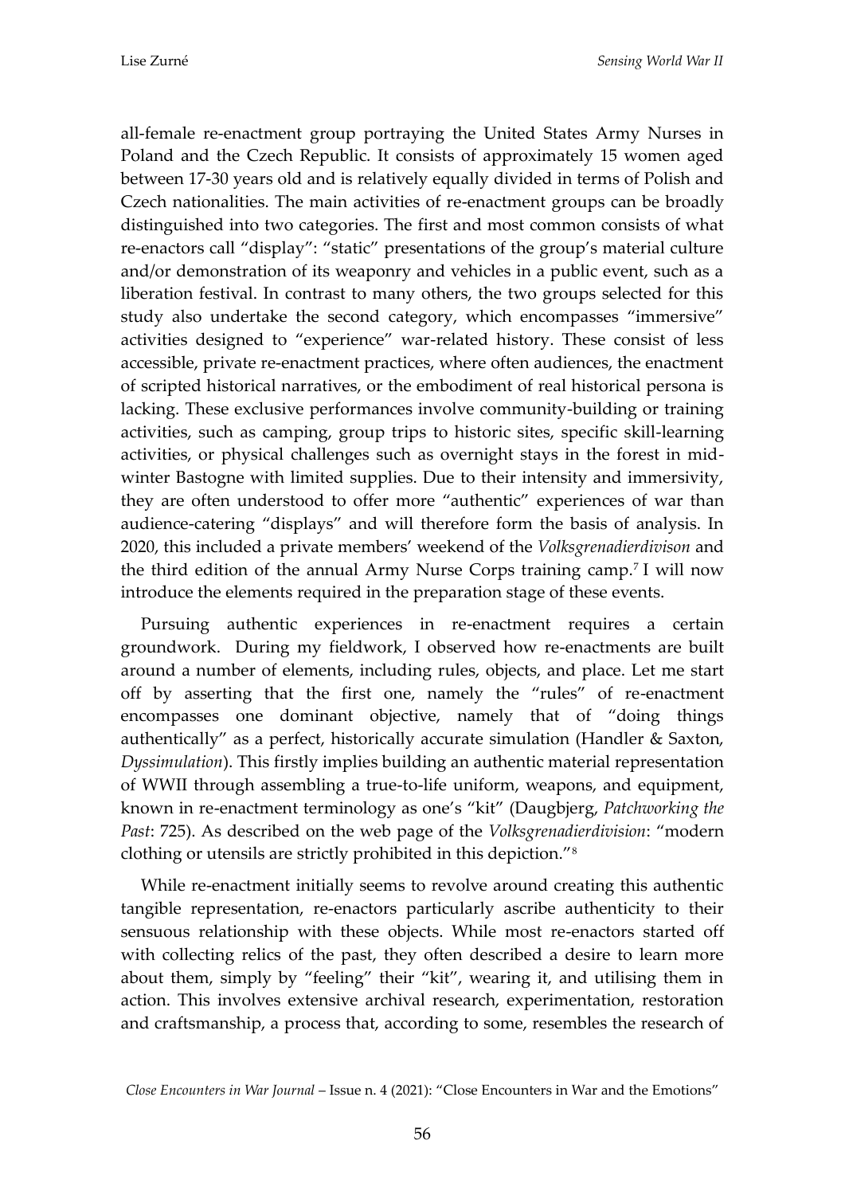all-female re-enactment group portraying the United States Army Nurses in Poland and the Czech Republic. It consists of approximately 15 women aged between 17-30 years old and is relatively equally divided in terms of Polish and Czech nationalities. The main activities of re-enactment groups can be broadly distinguished into two categories. The first and most common consists of what re-enactors call "display": "static" presentations of the group's material culture and/or demonstration of its weaponry and vehicles in a public event, such as a liberation festival. In contrast to many others, the two groups selected for this study also undertake the second category, which encompasses "immersive" activities designed to "experience" war-related history. These consist of less accessible, private re-enactment practices, where often audiences, the enactment of scripted historical narratives, or the embodiment of real historical persona is lacking. These exclusive performances involve community-building or training activities, such as camping, group trips to historic sites, specific skill-learning activities, or physical challenges such as overnight stays in the forest in mid-winter Bastogne with limited supplies. Due to their intensity and immersivity, they are often understood to offer more "authentic" experiences of war than audience-catering "displays" and will therefore form the basis of analysis. In 2020, this included a private members' weekend of the *Volksgrenadierdivison* and the third edition of the annual Army Nurse Corps training camp.[7] I will now introduce the elements required in the preparation stage of these events.

Pursuing authentic experiences in re-enactment requires a certain groundwork. During my fieldwork, I observed how re-enactments are built around a number of elements, including rules, objects, and place. Let me start off by asserting that the first one, namely the "rules" of re-enactment encompasses one dominant objective, namely that of "doing things authentically" as a perfect, historically accurate simulation (Handler & Saxton, *Dyssimulation*). This firstly implies building an authentic material representation of WWII through assembling a true-to-life uniform, weapons, and equipment, known in re-enactment terminology as one's "kit" (Daugbjerg, *Patchworking the Past*: 725). As described on the web page of the *Volksgrenadierdivision*: "modern clothing or utensils are strictly prohibited in this depiction."[8]

While re-enactment initially seems to revolve around creating this authentic tangible representation, re-enactors particularly ascribe authenticity to their sensuous relationship with these objects. While most re-enactors started off with collecting relics of the past, they often described a desire to learn more about them, simply by "feeling" their "kit", wearing it, and utilising them in action. This involves extensive archival research, experimentation, restoration and craftsmanship, a process that, according to some, resembles the research of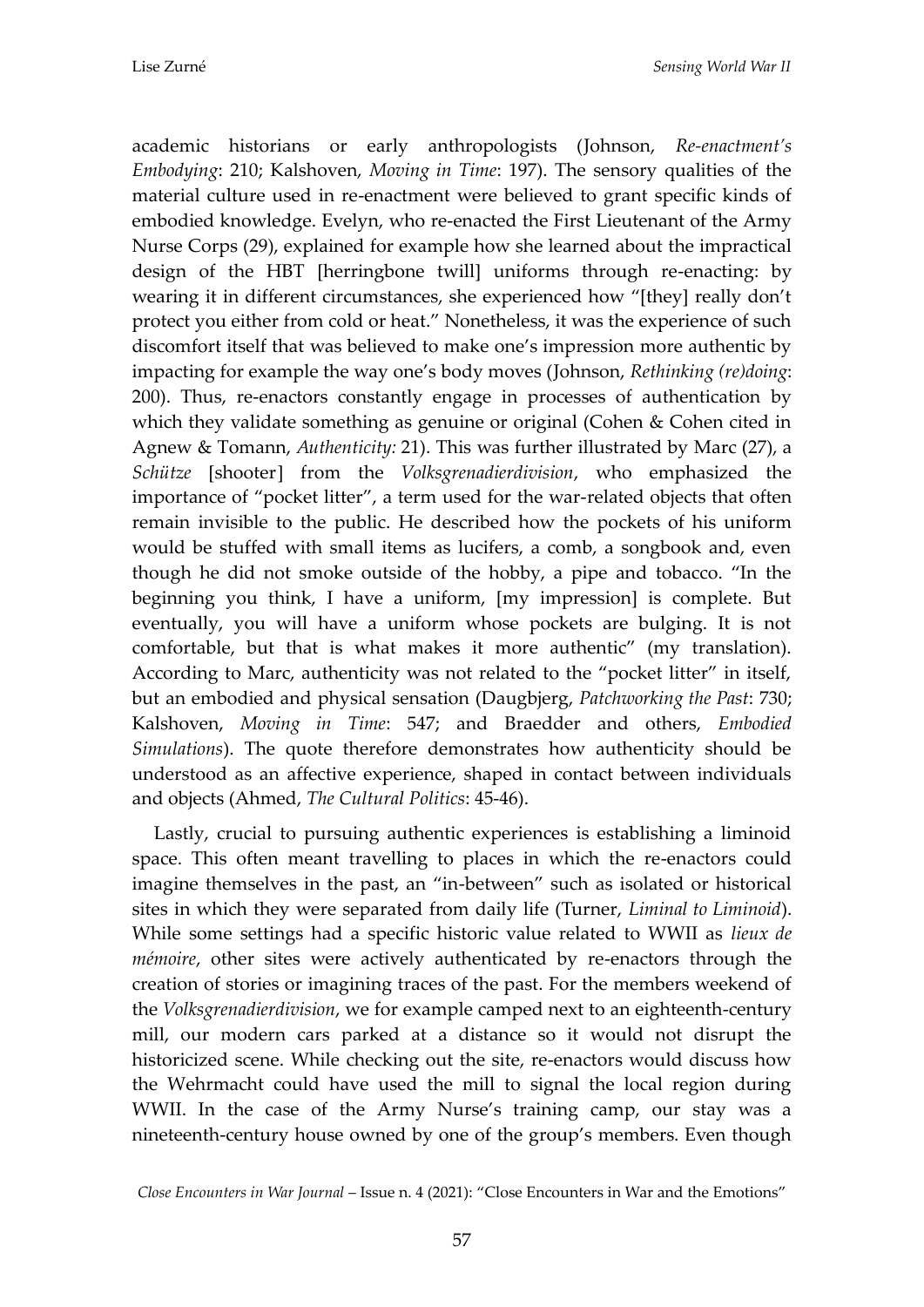academic historians or early anthropologists (Johnson, *Re-enactment's Embodying*: 210; Kalshoven, *Moving in Time*: 197). The sensory qualities of the material culture used in re-enactment were believed to grant specific kinds of embodied knowledge. Evelyn, who re-enacted the First Lieutenant of the Army Nurse Corps (29), explained for example how she learned about the impractical design of the HBT [herringbone twill] uniforms through re-enacting: by wearing it in different circumstances, she experienced how "[they] really don't protect you either from cold or heat." Nonetheless, it was the experience of such discomfort itself that was believed to make one's impression more authentic by impacting for example the way one's body moves (Johnson, *Rethinking (re)doing*: 200). Thus, re-enactors constantly engage in processes of authentication by which they validate something as genuine or original (Cohen & Cohen cited in Agnew & Tomann, *Authenticity:* 21). This was further illustrated by Marc (27), a *Schütze* [shooter] from the *Volksgrenadierdivision*, who emphasized the importance of "pocket litter", a term used for the war-related objects that often remain invisible to the public. He described how the pockets of his uniform would be stuffed with small items as lucifers, a comb, a songbook and, even though he did not smoke outside of the hobby, a pipe and tobacco. "In the beginning you think, I have a uniform, [my impression] is complete. But eventually, you will have a uniform whose pockets are bulging. It is not comfortable, but that is what makes it more authentic" (my translation). According to Marc, authenticity was not related to the "pocket litter" in itself, but an embodied and physical sensation (Daugbjerg, *Patchworking the Past*: 730; Kalshoven, *Moving in Time*: 547; and Braedder and others, *Embodied Simulations*). The quote therefore demonstrates how authenticity should be understood as an affective experience, shaped in contact between individuals and objects (Ahmed, *The Cultural Politics*: 45-46).

Lastly, crucial to pursuing authentic experiences is establishing a liminoid space. This often meant travelling to places in which the re-enactors could imagine themselves in the past, an "in-between" such as isolated or historical sites in which they were separated from daily life (Turner, *Liminal to Liminoid*). While some settings had a specific historic value related to WWII as *lieux de mémoire*, other sites were actively authenticated by re-enactors through the creation of stories or imagining traces of the past. For the members weekend of the *Volksgrenadierdivision*, we for example camped next to an eighteenth-century mill, our modern cars parked at a distance so it would not disrupt the historicized scene. While checking out the site, re-enactors would discuss how the Wehrmacht could have used the mill to signal the local region during WWII. In the case of the Army Nurse's training camp, our stay was a nineteenth-century house owned by one of the group's members. Even though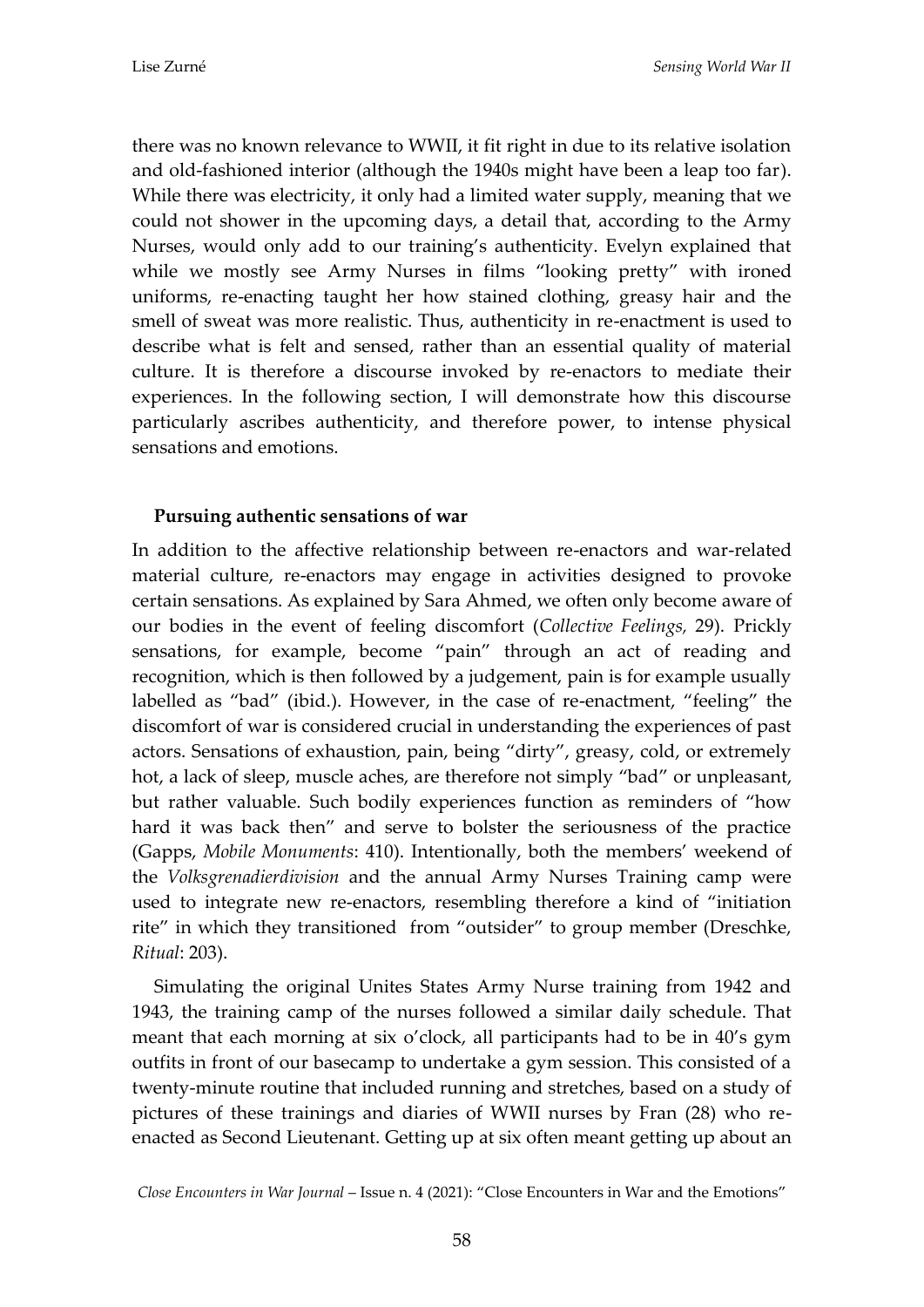there was no known relevance to WWII, it fit right in due to its relative isolation and old-fashioned interior (although the 1940s might have been a leap too far). While there was electricity, it only had a limited water supply, meaning that we could not shower in the upcoming days, a detail that, according to the Army Nurses, would only add to our training's authenticity. Evelyn explained that while we mostly see Army Nurses in films "looking pretty" with ironed uniforms, re-enacting taught her how stained clothing, greasy hair and the smell of sweat was more realistic. Thus, authenticity in re-enactment is used to describe what is felt and sensed, rather than an essential quality of material culture. It is therefore a discourse invoked by re-enactors to mediate their experiences. In the following section, I will demonstrate how this discourse particularly ascribes authenticity, and therefore power, to intense physical sensations and emotions.

## Pursuing authentic sensations of war

In addition to the affective relationship between re-enactors and war-related material culture, re-enactors may engage in activities designed to provoke certain sensations. As explained by Sara Ahmed, we often only become aware of our bodies in the event of feeling discomfort (*Collective Feelings,* 29). Prickly sensations, for example, become "pain" through an act of reading and recognition, which is then followed by a judgement, pain is for example usually labelled as "bad" (ibid.). However, in the case of re-enactment, "feeling" the discomfort of war is considered crucial in understanding the experiences of past actors. Sensations of exhaustion, pain, being "dirty", greasy, cold, or extremely hot, a lack of sleep, muscle aches, are therefore not simply "bad" or unpleasant, but rather valuable. Such bodily experiences function as reminders of "how hard it was back then" and serve to bolster the seriousness of the practice (Gapps, *Mobile Monuments*: 410). Intentionally, both the members' weekend of the *Volksgrenadierdivision* and the annual Army Nurses Training camp were used to integrate new re-enactors, resembling therefore a kind of "initiation rite" in which they transitioned from "outsider" to group member (Dreschke, *Ritual*: 203).

Simulating the original Unites States Army Nurse training from 1942 and 1943, the training camp of the nurses followed a similar daily schedule. That meant that each morning at six o'clock, all participants had to be in 40's gym outfits in front of our basecamp to undertake a gym session. This consisted of a twenty-minute routine that included running and stretches, based on a study of pictures of these trainings and diaries of WWII nurses by Fran (28) who re-enacted as Second Lieutenant. Getting up at six often meant getting up about an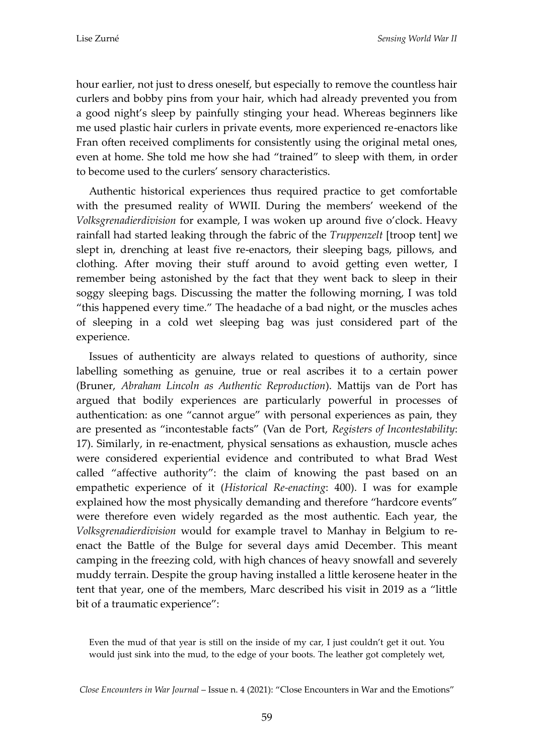hour earlier, not just to dress oneself, but especially to remove the countless hair curlers and bobby pins from your hair, which had already prevented you from a good night's sleep by painfully stinging your head. Whereas beginners like me used plastic hair curlers in private events, more experienced re-enactors like Fran often received compliments for consistently using the original metal ones, even at home. She told me how she had "trained" to sleep with them, in order to become used to the curlers' sensory characteristics.

Authentic historical experiences thus required practice to get comfortable with the presumed reality of WWII. During the members' weekend of the *Volksgrenadierdivision* for example, I was woken up around five o'clock. Heavy rainfall had started leaking through the fabric of the *Truppenzelt* [troop tent] we slept in, drenching at least five re-enactors, their sleeping bags, pillows, and clothing. After moving their stuff around to avoid getting even wetter, I remember being astonished by the fact that they went back to sleep in their soggy sleeping bags. Discussing the matter the following morning, I was told "this happened every time." The headache of a bad night, or the muscles aches of sleeping in a cold wet sleeping bag was just considered part of the experience.

Issues of authenticity are always related to questions of authority, since labelling something as genuine, true or real ascribes it to a certain power (Bruner, *Abraham Lincoln as Authentic Reproduction*). Mattijs van de Port has argued that bodily experiences are particularly powerful in processes of authentication: as one "cannot argue" with personal experiences as pain, they are presented as "incontestable facts" (Van de Port, *Registers of Incontestability*: 17). Similarly, in re-enactment, physical sensations as exhaustion, muscle aches were considered experiential evidence and contributed to what Brad West called "affective authority": the claim of knowing the past based on an empathetic experience of it (*Historical Re-enacting*: 400). I was for example explained how the most physically demanding and therefore "hardcore events" were therefore even widely regarded as the most authentic. Each year, the *Volksgrenadierdivision* would for example travel to Manhay in Belgium to re-enact the Battle of the Bulge for several days amid December. This meant camping in the freezing cold, with high chances of heavy snowfall and severely muddy terrain. Despite the group having installed a little kerosene heater in the tent that year, one of the members, Marc described his visit in 2019 as a "little bit of a traumatic experience":

> Even the mud of that year is still on the inside of my car, I just couldn't get it out. You would just sink into the mud, to the edge of your boots. The leather got completely wet,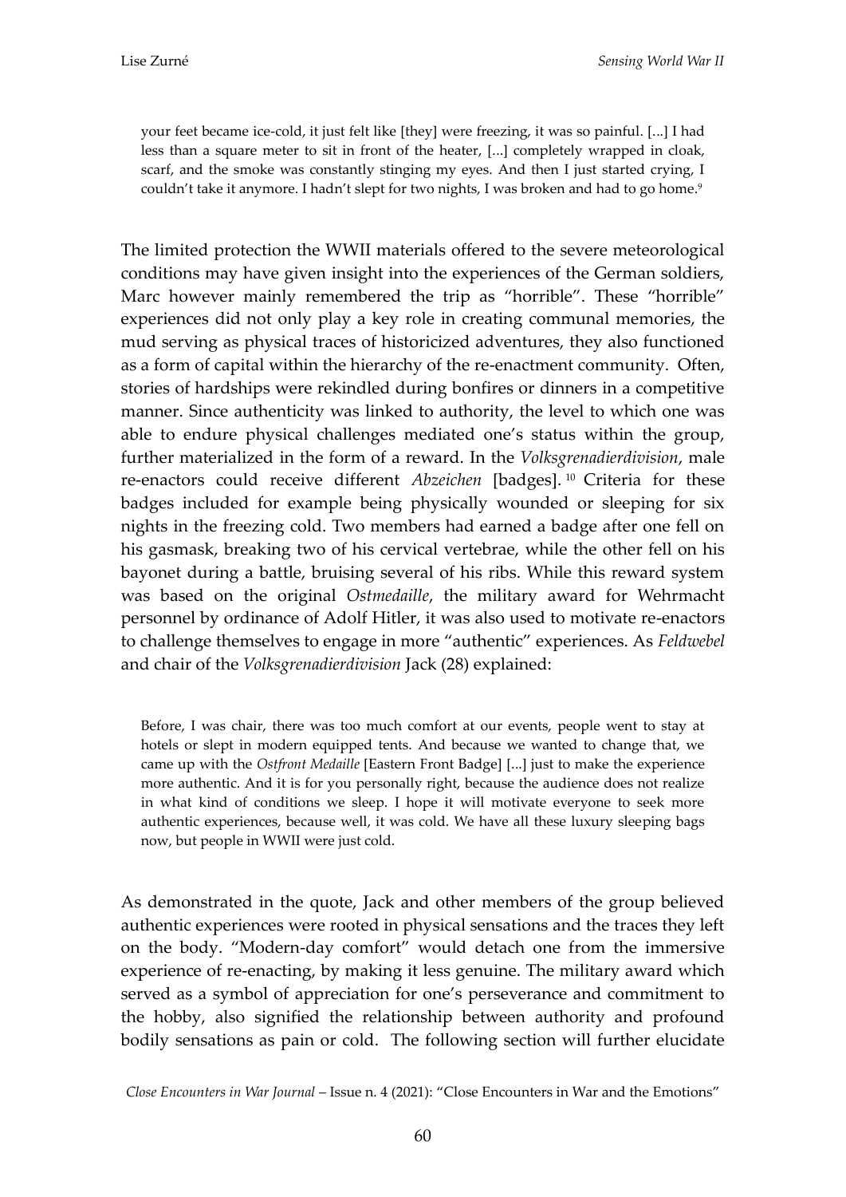> your feet became ice-cold, it just felt like [they] were freezing, it was so painful. [...] I had less than a square meter to sit in front of the heater, [...] completely wrapped in cloak, scarf, and the smoke was constantly stinging my eyes. And then I just started crying, I couldn't take it anymore. I hadn't slept for two nights, I was broken and had to go home.[9]

The limited protection the WWII materials offered to the severe meteorological conditions may have given insight into the experiences of the German soldiers, Marc however mainly remembered the trip as "horrible". These "horrible" experiences did not only play a key role in creating communal memories, the mud serving as physical traces of historicized adventures, they also functioned as a form of capital within the hierarchy of the re-enactment community. Often, stories of hardships were rekindled during bonfires or dinners in a competitive manner. Since authenticity was linked to authority, the level to which one was able to endure physical challenges mediated one's status within the group, further materialized in the form of a reward. In the *Volksgrenadierdivision*, male re-enactors could receive different *Abzeichen* [badges].[10] Criteria for these badges included for example being physically wounded or sleeping for six nights in the freezing cold. Two members had earned a badge after one fell on his gasmask, breaking two of his cervical vertebrae, while the other fell on his bayonet during a battle, bruising several of his ribs. While this reward system was based on the original *Ostmedaille*, the military award for Wehrmacht personnel by ordinance of Adolf Hitler, it was also used to motivate re-enactors to challenge themselves to engage in more "authentic" experiences. As *Feldwebel* and chair of the *Volksgrenadierdivision* Jack (28) explained:

> Before, I was chair, there was too much comfort at our events, people went to stay at hotels or slept in modern equipped tents. And because we wanted to change that, we came up with the *Ostfront Medaille* [Eastern Front Badge] [...] just to make the experience more authentic. And it is for you personally right, because the audience does not realize in what kind of conditions we sleep. I hope it will motivate everyone to seek more authentic experiences, because well, it was cold. We have all these luxury sleeping bags now, but people in WWII were just cold.

As demonstrated in the quote, Jack and other members of the group believed authentic experiences were rooted in physical sensations and the traces they left on the body. "Modern-day comfort" would detach one from the immersive experience of re-enacting, by making it less genuine. The military award which served as a symbol of appreciation for one's perseverance and commitment to the hobby, also signified the relationship between authority and profound bodily sensations as pain or cold. The following section will further elucidate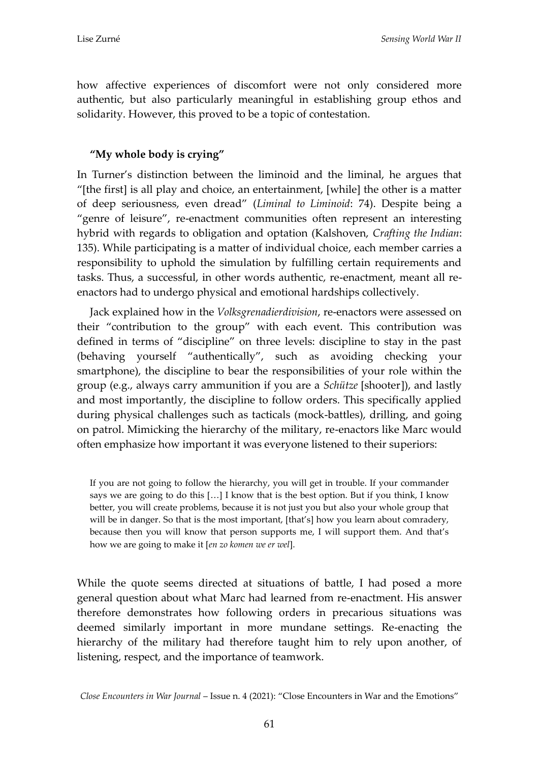how affective experiences of discomfort were not only considered more authentic, but also particularly meaningful in establishing group ethos and solidarity. However, this proved to be a topic of contestation.

## **"My whole body is crying"**

In Turner's distinction between the liminoid and the liminal, he argues that "[the first] is all play and choice, an entertainment, [while] the other is a matter of deep seriousness, even dread" (*Liminal to Liminoid*: 74). Despite being a "genre of leisure", re-enactment communities often represent an interesting hybrid with regards to obligation and optation (Kalshoven, *Crafting the Indian*: 135). While participating is a matter of individual choice, each member carries a responsibility to uphold the simulation by fulfilling certain requirements and tasks. Thus, a successful, in other words authentic, re-enactment, meant all re-enactors had to undergo physical and emotional hardships collectively.

Jack explained how in the *Volksgrenadierdivision*, re-enactors were assessed on their "contribution to the group" with each event. This contribution was defined in terms of "discipline" on three levels: discipline to stay in the past (behaving yourself "authentically", such as avoiding checking your smartphone), the discipline to bear the responsibilities of your role within the group (e.g., always carry ammunition if you are a *Schütze* [shooter]), and lastly and most importantly, the discipline to follow orders. This specifically applied during physical challenges such as tacticals (mock-battles), drilling, and going on patrol. Mimicking the hierarchy of the military, re-enactors like Marc would often emphasize how important it was everyone listened to their superiors:

> If you are not going to follow the hierarchy, you will get in trouble. If your commander says we are going to do this […] I know that is the best option. But if you think, I know better, you will create problems, because it is not just you but also your whole group that will be in danger. So that is the most important, [that's] how you learn about comradery, because then you will know that person supports me, I will support them. And that's how we are going to make it [*en zo komen we er wel*].

While the quote seems directed at situations of battle, I had posed a more general question about what Marc had learned from re-enactment. His answer therefore demonstrates how following orders in precarious situations was deemed similarly important in more mundane settings. Re-enacting the hierarchy of the military had therefore taught him to rely upon another, of listening, respect, and the importance of teamwork.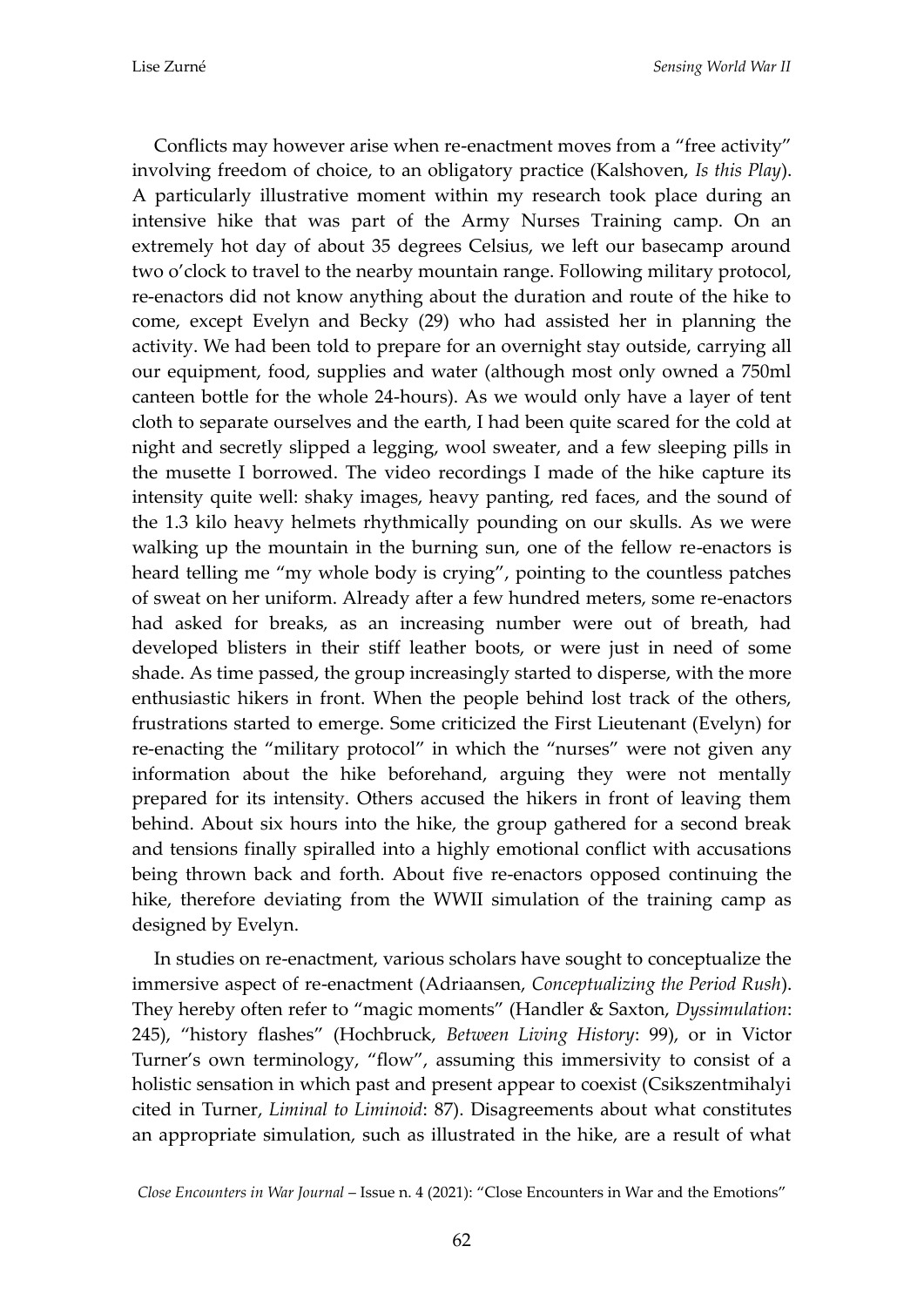Conflicts may however arise when re-enactment moves from a "free activity" involving freedom of choice, to an obligatory practice (Kalshoven, *Is this Play*). A particularly illustrative moment within my research took place during an intensive hike that was part of the Army Nurses Training camp. On an extremely hot day of about 35 degrees Celsius, we left our basecamp around two o'clock to travel to the nearby mountain range. Following military protocol, re-enactors did not know anything about the duration and route of the hike to come, except Evelyn and Becky (29) who had assisted her in planning the activity. We had been told to prepare for an overnight stay outside, carrying all our equipment, food, supplies and water (although most only owned a 750ml canteen bottle for the whole 24-hours). As we would only have a layer of tent cloth to separate ourselves and the earth, I had been quite scared for the cold at night and secretly slipped a legging, wool sweater, and a few sleeping pills in the musette I borrowed. The video recordings I made of the hike capture its intensity quite well: shaky images, heavy panting, red faces, and the sound of the 1.3 kilo heavy helmets rhythmically pounding on our skulls. As we were walking up the mountain in the burning sun, one of the fellow re-enactors is heard telling me "my whole body is crying", pointing to the countless patches of sweat on her uniform. Already after a few hundred meters, some re-enactors had asked for breaks, as an increasing number were out of breath, had developed blisters in their stiff leather boots, or were just in need of some shade. As time passed, the group increasingly started to disperse, with the more enthusiastic hikers in front. When the people behind lost track of the others, frustrations started to emerge. Some criticized the First Lieutenant (Evelyn) for re-enacting the "military protocol" in which the "nurses" were not given any information about the hike beforehand, arguing they were not mentally prepared for its intensity. Others accused the hikers in front of leaving them behind. About six hours into the hike, the group gathered for a second break and tensions finally spiralled into a highly emotional conflict with accusations being thrown back and forth. About five re-enactors opposed continuing the hike, therefore deviating from the WWII simulation of the training camp as designed by Evelyn.

In studies on re-enactment, various scholars have sought to conceptualize the immersive aspect of re-enactment (Adriaansen, *Conceptualizing the Period Rush*). They hereby often refer to "magic moments" (Handler & Saxton, *Dyssimulation*: 245), "history flashes" (Hochbruck, *Between Living History*: 99), or in Victor Turner's own terminology, "flow", assuming this immersivity to consist of a holistic sensation in which past and present appear to coexist (Csikszentmihalyi cited in Turner, *Liminal to Liminoid*: 87). Disagreements about what constitutes an appropriate simulation, such as illustrated in the hike, are a result of what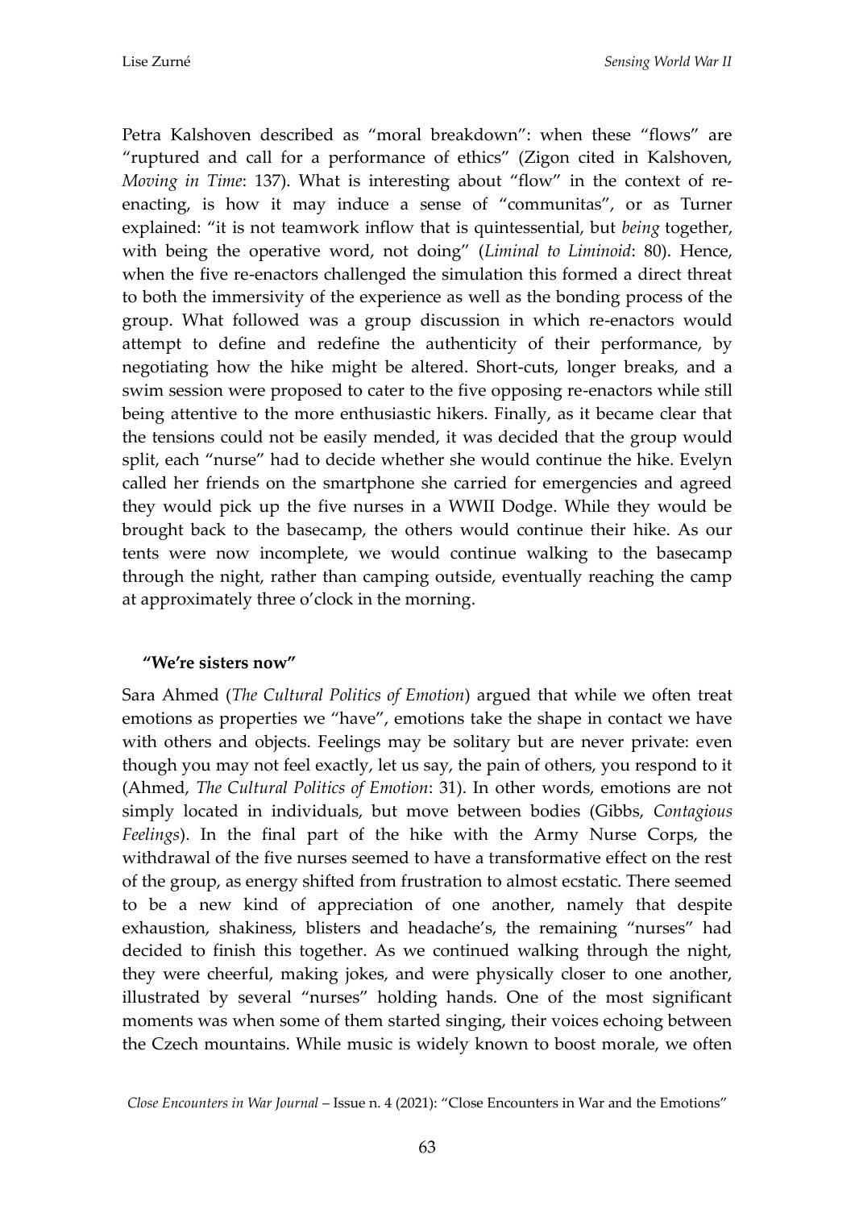Petra Kalshoven described as "moral breakdown": when these "flows" are "ruptured and call for a performance of ethics" (Zigon cited in Kalshoven, *Moving in Time*: 137). What is interesting about "flow" in the context of re-enacting, is how it may induce a sense of "communitas", or as Turner explained: "it is not teamwork inflow that is quintessential, but *being* together, with being the operative word, not doing" (*Liminal to Liminoid*: 80). Hence, when the five re-enactors challenged the simulation this formed a direct threat to both the immersivity of the experience as well as the bonding process of the group. What followed was a group discussion in which re-enactors would attempt to define and redefine the authenticity of their performance, by negotiating how the hike might be altered. Short-cuts, longer breaks, and a swim session were proposed to cater to the five opposing re-enactors while still being attentive to the more enthusiastic hikers. Finally, as it became clear that the tensions could not be easily mended, it was decided that the group would split, each "nurse" had to decide whether she would continue the hike. Evelyn called her friends on the smartphone she carried for emergencies and agreed they would pick up the five nurses in a WWII Dodge. While they would be brought back to the basecamp, the others would continue their hike. As our tents were now incomplete, we would continue walking to the basecamp through the night, rather than camping outside, eventually reaching the camp at approximately three o'clock in the morning.

### "We're sisters now"

Sara Ahmed (*The Cultural Politics of Emotion*) argued that while we often treat emotions as properties we "have", emotions take the shape in contact we have with others and objects. Feelings may be solitary but are never private: even though you may not feel exactly, let us say, the pain of others, you respond to it (Ahmed, *The Cultural Politics of Emotion*: 31). In other words, emotions are not simply located in individuals, but move between bodies (Gibbs, *Contagious Feelings*). In the final part of the hike with the Army Nurse Corps, the withdrawal of the five nurses seemed to have a transformative effect on the rest of the group, as energy shifted from frustration to almost ecstatic. There seemed to be a new kind of appreciation of one another, namely that despite exhaustion, shakiness, blisters and headache's, the remaining "nurses" had decided to finish this together. As we continued walking through the night, they were cheerful, making jokes, and were physically closer to one another, illustrated by several "nurses" holding hands. One of the most significant moments was when some of them started singing, their voices echoing between the Czech mountains. While music is widely known to boost morale, we often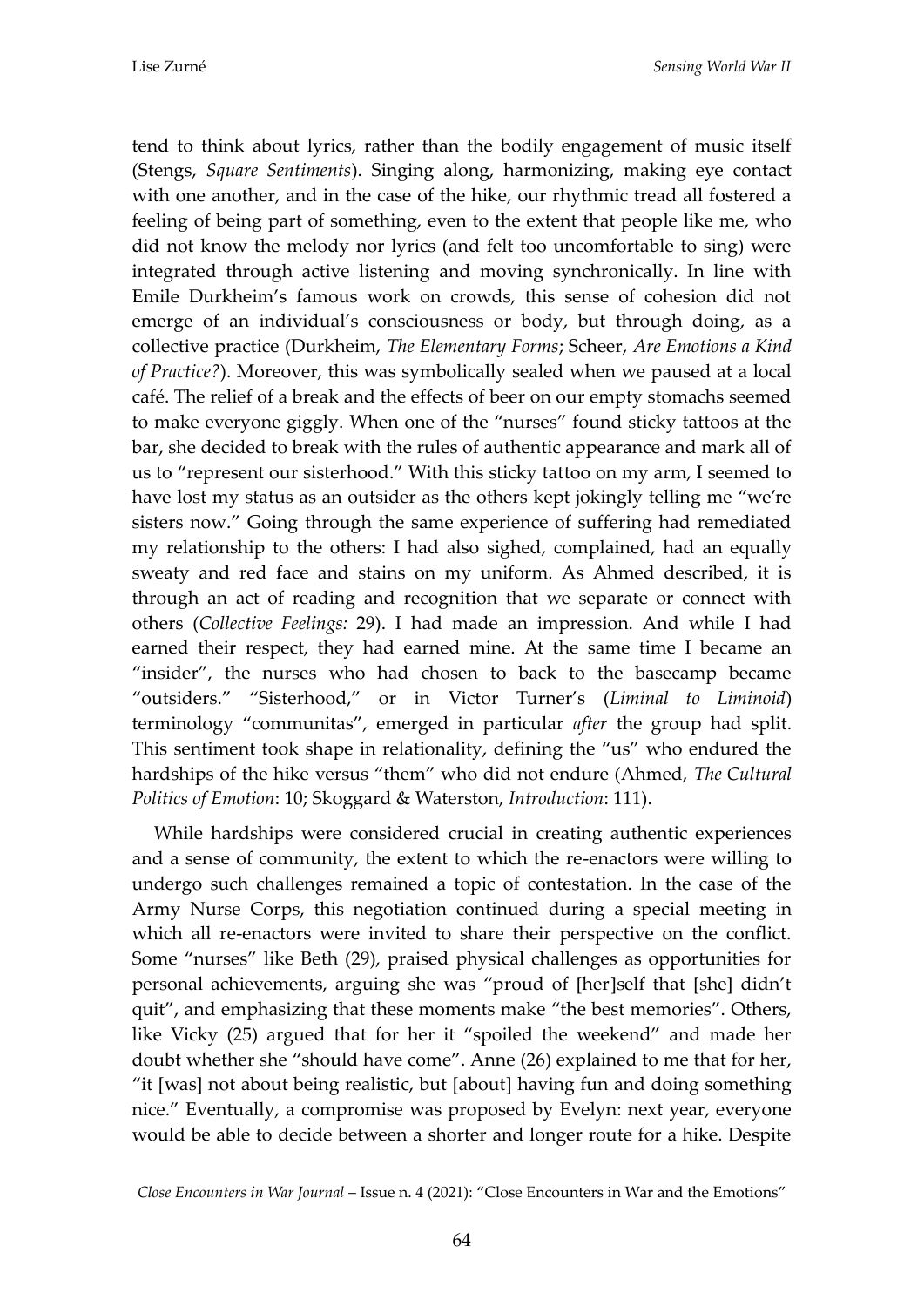tend to think about lyrics, rather than the bodily engagement of music itself (Stengs, *Square Sentiments*). Singing along, harmonizing, making eye contact with one another, and in the case of the hike, our rhythmic tread all fostered a feeling of being part of something, even to the extent that people like me, who did not know the melody nor lyrics (and felt too uncomfortable to sing) were integrated through active listening and moving synchronically. In line with Emile Durkheim's famous work on crowds, this sense of cohesion did not emerge of an individual's consciousness or body, but through doing, as a collective practice (Durkheim, *The Elementary Forms*; Scheer, *Are Emotions a Kind of Practice?*). Moreover, this was symbolically sealed when we paused at a local café. The relief of a break and the effects of beer on our empty stomachs seemed to make everyone giggly. When one of the "nurses" found sticky tattoos at the bar, she decided to break with the rules of authentic appearance and mark all of us to "represent our sisterhood." With this sticky tattoo on my arm, I seemed to have lost my status as an outsider as the others kept jokingly telling me "we're sisters now." Going through the same experience of suffering had remediated my relationship to the others: I had also sighed, complained, had an equally sweaty and red face and stains on my uniform. As Ahmed described, it is through an act of reading and recognition that we separate or connect with others (*Collective Feelings:* 29). I had made an impression. And while I had earned their respect, they had earned mine. At the same time I became an "insider", the nurses who had chosen to back to the basecamp became "outsiders." "Sisterhood," or in Victor Turner's (*Liminal to Liminoid*) terminology "communitas", emerged in particular *after* the group had split. This sentiment took shape in relationality, defining the "us" who endured the hardships of the hike versus "them" who did not endure (Ahmed, *The Cultural Politics of Emotion*: 10; Skoggard & Waterston, *Introduction*: 111).

While hardships were considered crucial in creating authentic experiences and a sense of community, the extent to which the re-enactors were willing to undergo such challenges remained a topic of contestation. In the case of the Army Nurse Corps, this negotiation continued during a special meeting in which all re-enactors were invited to share their perspective on the conflict. Some "nurses" like Beth (29), praised physical challenges as opportunities for personal achievements, arguing she was "proud of [her]self that [she] didn't quit", and emphasizing that these moments make "the best memories". Others, like Vicky (25) argued that for her it "spoiled the weekend" and made her doubt whether she "should have come". Anne (26) explained to me that for her, "it [was] not about being realistic, but [about] having fun and doing something nice." Eventually, a compromise was proposed by Evelyn: next year, everyone would be able to decide between a shorter and longer route for a hike. Despite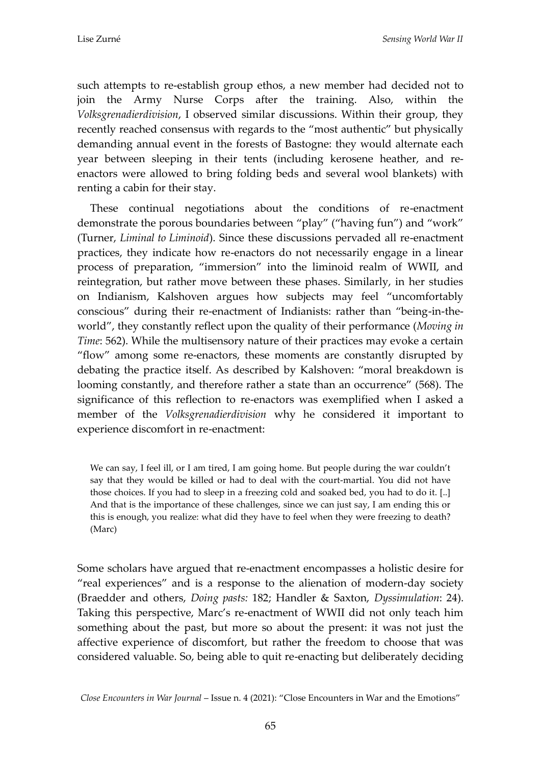such attempts to re-establish group ethos, a new member had decided not to join the Army Nurse Corps after the training. Also, within the *Volksgrenadierdivision*, I observed similar discussions. Within their group, they recently reached consensus with regards to the "most authentic" but physically demanding annual event in the forests of Bastogne: they would alternate each year between sleeping in their tents (including kerosene heather, and re-enactors were allowed to bring folding beds and several wool blankets) with renting a cabin for their stay.

These continual negotiations about the conditions of re-enactment demonstrate the porous boundaries between "play" ("having fun") and "work" (Turner, *Liminal to Liminoid*). Since these discussions pervaded all re-enactment practices, they indicate how re-enactors do not necessarily engage in a linear process of preparation, "immersion" into the liminoid realm of WWII, and reintegration, but rather move between these phases. Similarly, in her studies on Indianism, Kalshoven argues how subjects may feel "uncomfortably conscious" during their re-enactment of Indianists: rather than "being-in-the-world", they constantly reflect upon the quality of their performance (*Moving in Time*: 562). While the multisensory nature of their practices may evoke a certain "flow" among some re-enactors, these moments are constantly disrupted by debating the practice itself. As described by Kalshoven: "moral breakdown is looming constantly, and therefore rather a state than an occurrence" (568). The significance of this reflection to re-enactors was exemplified when I asked a member of the *Volksgrenadierdivision* why he considered it important to experience discomfort in re-enactment:

> We can say, I feel ill, or I am tired, I am going home. But people during the war couldn't say that they would be killed or had to deal with the court-martial. You did not have those choices. If you had to sleep in a freezing cold and soaked bed, you had to do it. [..] And that is the importance of these challenges, since we can just say, I am ending this or this is enough, you realize: what did they have to feel when they were freezing to death? (Marc)

Some scholars have argued that re-enactment encompasses a holistic desire for "real experiences" and is a response to the alienation of modern-day society (Braedder and others, *Doing pasts:* 182; Handler & Saxton, *Dyssimulation*: 24). Taking this perspective, Marc's re-enactment of WWII did not only teach him something about the past, but more so about the present: it was not just the affective experience of discomfort, but rather the freedom to choose that was considered valuable. So, being able to quit re-enacting but deliberately deciding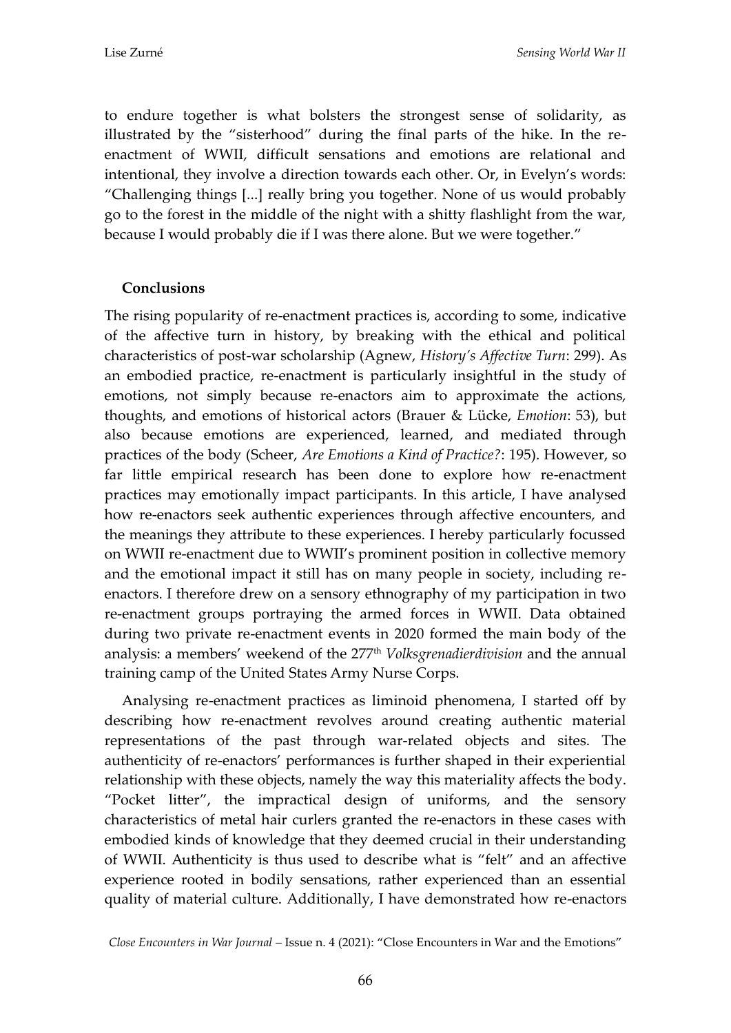to endure together is what bolsters the strongest sense of solidarity, as illustrated by the "sisterhood" during the final parts of the hike. In the re-enactment of WWII, difficult sensations and emotions are relational and intentional, they involve a direction towards each other. Or, in Evelyn's words: "Challenging things [...] really bring you together. None of us would probably go to the forest in the middle of the night with a shitty flashlight from the war, because I would probably die if I was there alone. But we were together."

## Conclusions

The rising popularity of re-enactment practices is, according to some, indicative of the affective turn in history, by breaking with the ethical and political characteristics of post-war scholarship (Agnew, *History's Affective Turn*: 299). As an embodied practice, re-enactment is particularly insightful in the study of emotions, not simply because re-enactors aim to approximate the actions, thoughts, and emotions of historical actors (Brauer & Lücke, *Emotion*: 53), but also because emotions are experienced, learned, and mediated through practices of the body (Scheer, *Are Emotions a Kind of Practice?*: 195). However, so far little empirical research has been done to explore how re-enactment practices may emotionally impact participants. In this article, I have analysed how re-enactors seek authentic experiences through affective encounters, and the meanings they attribute to these experiences. I hereby particularly focussed on WWII re-enactment due to WWII's prominent position in collective memory and the emotional impact it still has on many people in society, including re-enactors. I therefore drew on a sensory ethnography of my participation in two re-enactment groups portraying the armed forces in WWII. Data obtained during two private re-enactment events in 2020 formed the main body of the analysis: a members' weekend of the 277th *Volksgrenadierdivision* and the annual training camp of the United States Army Nurse Corps.

Analysing re-enactment practices as liminoid phenomena, I started off by describing how re-enactment revolves around creating authentic material representations of the past through war-related objects and sites. The authenticity of re-enactors' performances is further shaped in their experiential relationship with these objects, namely the way this materiality affects the body. "Pocket litter", the impractical design of uniforms, and the sensory characteristics of metal hair curlers granted the re-enactors in these cases with embodied kinds of knowledge that they deemed crucial in their understanding of WWII. Authenticity is thus used to describe what is "felt" and an affective experience rooted in bodily sensations, rather experienced than an essential quality of material culture. Additionally, I have demonstrated how re-enactors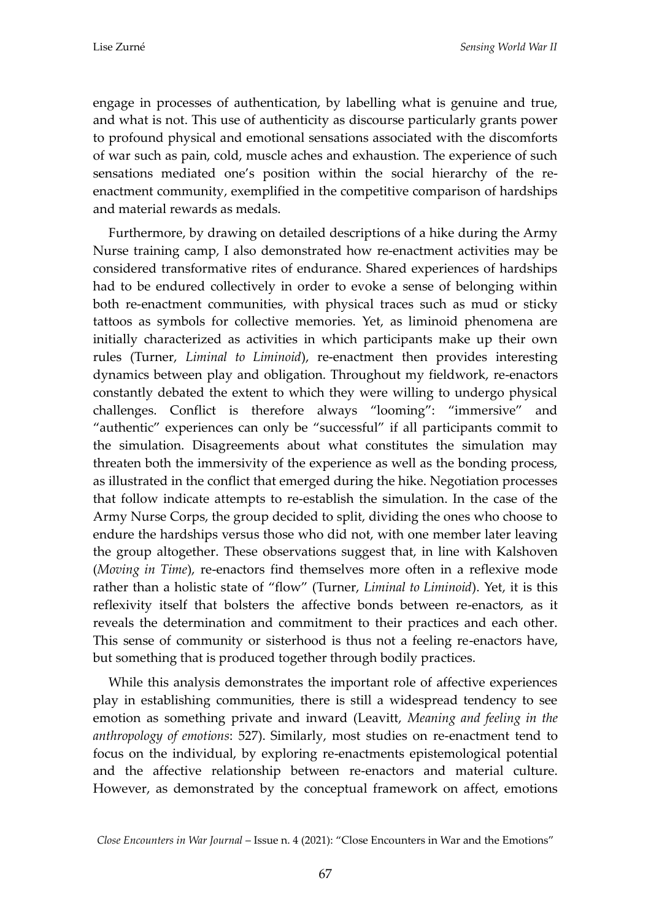engage in processes of authentication, by labelling what is genuine and true, and what is not. This use of authenticity as discourse particularly grants power to profound physical and emotional sensations associated with the discomforts of war such as pain, cold, muscle aches and exhaustion. The experience of such sensations mediated one's position within the social hierarchy of the re-enactment community, exemplified in the competitive comparison of hardships and material rewards as medals.

Furthermore, by drawing on detailed descriptions of a hike during the Army Nurse training camp, I also demonstrated how re-enactment activities may be considered transformative rites of endurance. Shared experiences of hardships had to be endured collectively in order to evoke a sense of belonging within both re-enactment communities, with physical traces such as mud or sticky tattoos as symbols for collective memories. Yet, as liminoid phenomena are initially characterized as activities in which participants make up their own rules (Turner, *Liminal to Liminoid*), re-enactment then provides interesting dynamics between play and obligation. Throughout my fieldwork, re-enactors constantly debated the extent to which they were willing to undergo physical challenges. Conflict is therefore always "looming": "immersive" and "authentic" experiences can only be "successful" if all participants commit to the simulation. Disagreements about what constitutes the simulation may threaten both the immersivity of the experience as well as the bonding process, as illustrated in the conflict that emerged during the hike. Negotiation processes that follow indicate attempts to re-establish the simulation. In the case of the Army Nurse Corps, the group decided to split, dividing the ones who choose to endure the hardships versus those who did not, with one member later leaving the group altogether. These observations suggest that, in line with Kalshoven (*Moving in Time*), re-enactors find themselves more often in a reflexive mode rather than a holistic state of "flow" (Turner, *Liminal to Liminoid*). Yet, it is this reflexivity itself that bolsters the affective bonds between re-enactors, as it reveals the determination and commitment to their practices and each other. This sense of community or sisterhood is thus not a feeling re-enactors have, but something that is produced together through bodily practices.

While this analysis demonstrates the important role of affective experiences play in establishing communities, there is still a widespread tendency to see emotion as something private and inward (Leavitt, *Meaning and feeling in the anthropology of emotions*: 527). Similarly, most studies on re-enactment tend to focus on the individual, by exploring re-enactments epistemological potential and the affective relationship between re-enactors and material culture. However, as demonstrated by the conceptual framework on affect, emotions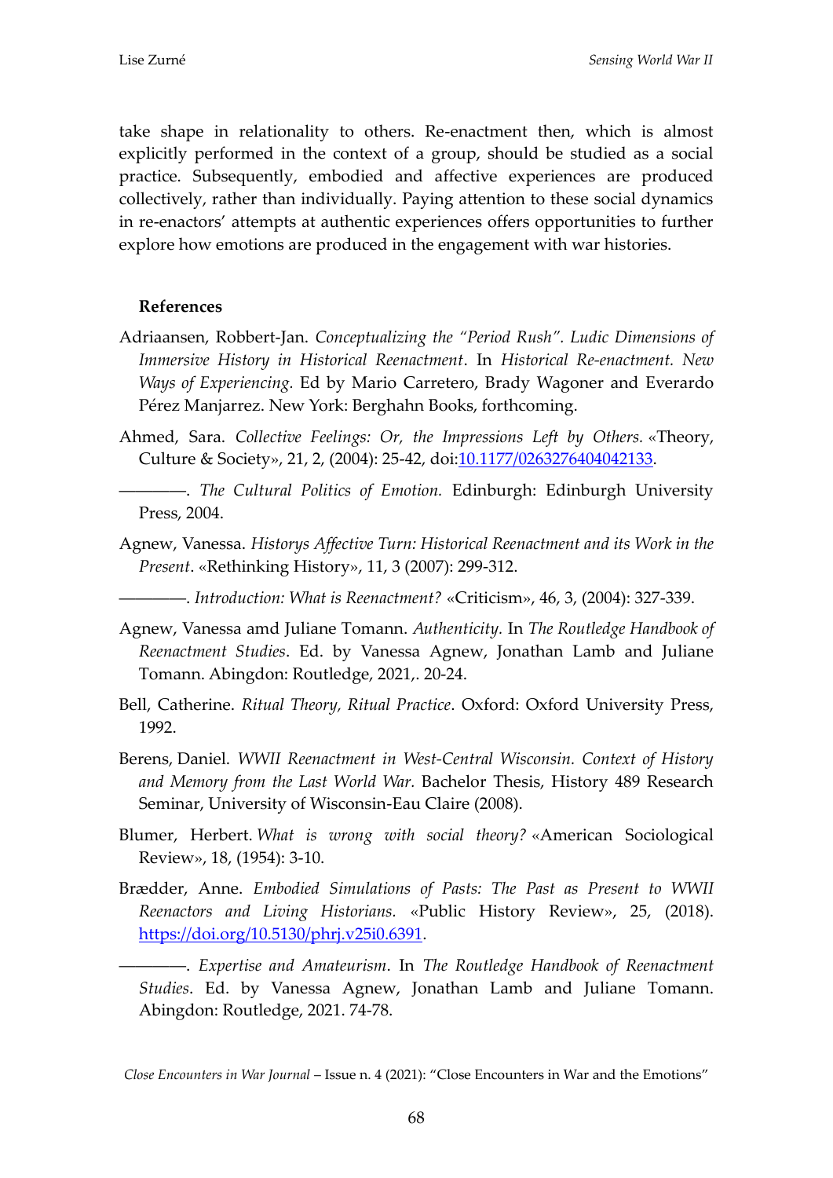take shape in relationality to others. Re-enactment then, which is almost explicitly performed in the context of a group, should be studied as a social practice. Subsequently, embodied and affective experiences are produced collectively, rather than individually. Paying attention to these social dynamics in re-enactors' attempts at authentic experiences offers opportunities to further explore how emotions are produced in the engagement with war histories.

**References**

Adriaansen, Robbert-Jan. *Conceptualizing the "Period Rush". Ludic Dimensions of Immersive History in Historical Reenactment*. In *Historical Re-enactment. New Ways of Experiencing.* Ed by Mario Carretero, Brady Wagoner and Everardo Pérez Manjarrez. New York: Berghahn Books, forthcoming.

Ahmed, Sara. *Collective Feelings: Or, the Impressions Left by Others.* «Theory, Culture & Society», 21, 2, (2004): 25-42, doi:10.1177/0263276404042133.

————. *The Cultural Politics of Emotion.* Edinburgh: Edinburgh University Press, 2004.

Agnew, Vanessa. *Historys Affective Turn: Historical Reenactment and its Work in the Present*. «Rethinking History», 11, 3 (2007): 299-312.

————. *Introduction: What is Reenactment?* «Criticism», 46, 3, (2004): 327-339.

Agnew, Vanessa amd Juliane Tomann. *Authenticity.* In *The Routledge Handbook of Reenactment Studies*. Ed. by Vanessa Agnew, Jonathan Lamb and Juliane Tomann. Abingdon: Routledge, 2021,. 20-24.

Bell, Catherine. *Ritual Theory, Ritual Practice*. Oxford: Oxford University Press, 1992.

Berens, Daniel. *WWII Reenactment in West-Central Wisconsin. Context of History and Memory from the Last World War.* Bachelor Thesis, History 489 Research Seminar, University of Wisconsin-Eau Claire (2008).

Blumer, Herbert. *What is wrong with social theory?* «American Sociological Review», 18, (1954): 3-10.

Brædder, Anne. *Embodied Simulations of Pasts: The Past as Present to WWII Reenactors and Living Historians.* «Public History Review», 25, (2018). https://doi.org/10.5130/phrj.v25i0.6391.

————. *Expertise and Amateurism*. In *The Routledge Handbook of Reenactment Studies*. Ed. by Vanessa Agnew, Jonathan Lamb and Juliane Tomann. Abingdon: Routledge, 2021. 74-78.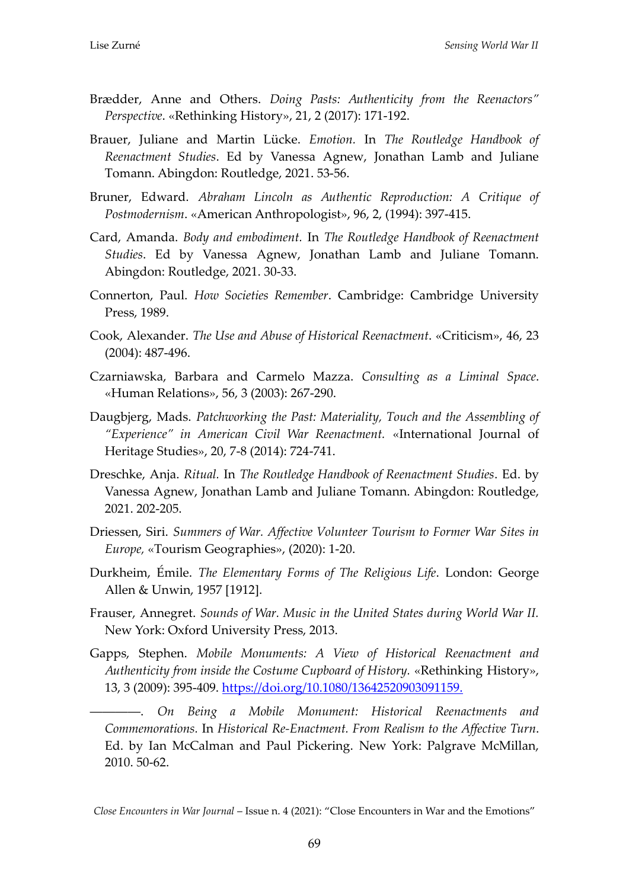Brædder, Anne and Others. *Doing Pasts: Authenticity from the Reenactors" Perspective*. «Rethinking History», 21, 2 (2017): 171-192.

Brauer, Juliane and Martin Lücke. *Emotion.* In *The Routledge Handbook of Reenactment Studies*. Ed by Vanessa Agnew, Jonathan Lamb and Juliane Tomann. Abingdon: Routledge, 2021. 53-56.

Bruner, Edward. *Abraham Lincoln as Authentic Reproduction: A Critique of Postmodernism*. «American Anthropologist», 96, 2, (1994): 397-415.

Card, Amanda. *Body and embodiment.* In *The Routledge Handbook of Reenactment Studies*. Ed by Vanessa Agnew, Jonathan Lamb and Juliane Tomann. Abingdon: Routledge, 2021. 30-33.

Connerton, Paul. *How Societies Remember*. Cambridge: Cambridge University Press, 1989.

Cook, Alexander. *The Use and Abuse of Historical Reenactment*. «Criticism», 46, 23 (2004): 487-496.

Czarniawska, Barbara and Carmelo Mazza. *Consulting as a Liminal Space*. «Human Relations», 56, 3 (2003): 267-290.

Daugbjerg, Mads. *Patchworking the Past: Materiality, Touch and the Assembling of "Experience" in American Civil War Reenactment.* «International Journal of Heritage Studies», 20, 7-8 (2014): 724-741.

Dreschke, Anja. *Ritual.* In *The Routledge Handbook of Reenactment Studies*. Ed. by Vanessa Agnew, Jonathan Lamb and Juliane Tomann. Abingdon: Routledge, 2021. 202-205.

Driessen, Siri. *Summers of War. Affective Volunteer Tourism to Former War Sites in Europe,* «Tourism Geographies», (2020): 1-20.

Durkheim, Émile. *The Elementary Forms of The Religious Life*. London: George Allen & Unwin, 1957 [1912].

Frauser, Annegret. *Sounds of War. Music in the United States during World War II.* New York: Oxford University Press, 2013.

Gapps, Stephen. *Mobile Monuments: A View of Historical Reenactment and Authenticity from inside the Costume Cupboard of History.* «Rethinking History», 13, 3 (2009): 395-409. https://doi.org/10.1080/13642520903091159.

———. *On Being a Mobile Monument: Historical Reenactments and Commemorations.* In *Historical Re-Enactment. From Realism to the Affective Turn*. Ed. by Ian McCalman and Paul Pickering. New York: Palgrave McMillan, 2010. 50-62.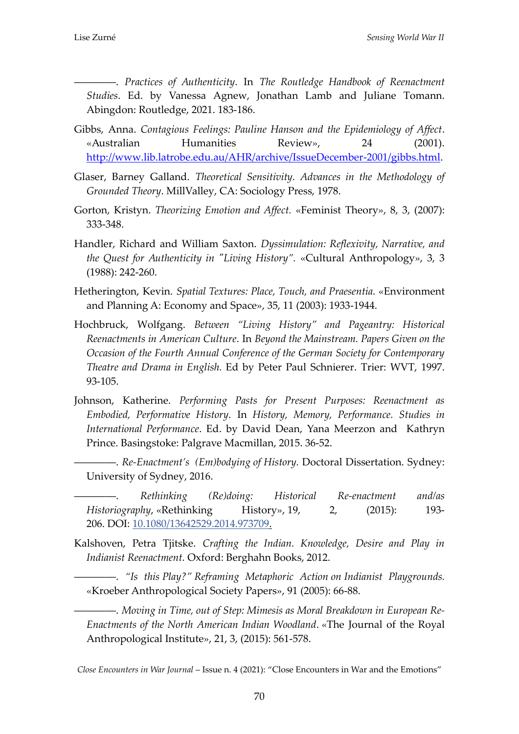————. *Practices of Authenticity*. In *The Routledge Handbook of Reenactment Studies*. Ed. by Vanessa Agnew, Jonathan Lamb and Juliane Tomann. Abingdon: Routledge, 2021. 183-186.

Gibbs, Anna. *Contagious Feelings: Pauline Hanson and the Epidemiology of Affect*. «Australian Humanities Review», 24 (2001). http://www.lib.latrobe.edu.au/AHR/archive/IssueDecember-2001/gibbs.html.

Glaser, Barney Galland. *Theoretical Sensitivity. Advances in the Methodology of Grounded Theory*. MillValley, CA: Sociology Press, 1978.

Gorton, Kristyn. *Theorizing Emotion and Affect.* «Feminist Theory», 8, 3, (2007): 333-348.

Handler, Richard and William Saxton. *Dyssimulation: Reflexivity, Narrative, and the Quest for Authenticity in "Living History".* «Cultural Anthropology», 3, 3 (1988): 242-260.

Hetherington, Kevin. *Spatial Textures: Place, Touch, and Praesentia.* «Environment and Planning A: Economy and Space», 35, 11 (2003): 1933-1944.

Hochbruck, Wolfgang. *Between "Living History" and Pageantry: Historical Reenactments in American Culture*. In *Beyond the Mainstream. Papers Given on the Occasion of the Fourth Annual Conference of the German Society for Contemporary Theatre and Drama in English.* Ed by Peter Paul Schnierer. Trier: WVT, 1997. 93-105.

Johnson, Katherine. *Performing Pasts for Present Purposes: Reenactment as Embodied, Performative History*. In *History, Memory, Performance. Studies in International Performance*. Ed. by David Dean, Yana Meerzon and Kathryn Prince. Basingstoke: Palgrave Macmillan, 2015. 36-52.

————. *Re-Enactment's (Em)bodying of History.* Doctoral Dissertation. Sydney: University of Sydney, 2016.

————. *Rethinking (Re)doing: Historical Re-enactment and/as Historiography*, «Rethinking History», 19, 2, (2015): 193-206. DOI: 10.1080/13642529.2014.973709.

Kalshoven, Petra Tjitske. *Crafting the Indian. Knowledge, Desire and Play in Indianist Reenactment.* Oxford: Berghahn Books, 2012.

————. *"Is this Play?" Reframing Metaphoric Action on Indianist Playgrounds.* «Kroeber Anthropological Society Papers», 91 (2005): 66-88.

————. *Moving in Time, out of Step: Mimesis as Moral Breakdown in European Re-Enactments of the North American Indian Woodland*. «The Journal of the Royal Anthropological Institute», 21, 3, (2015): 561-578.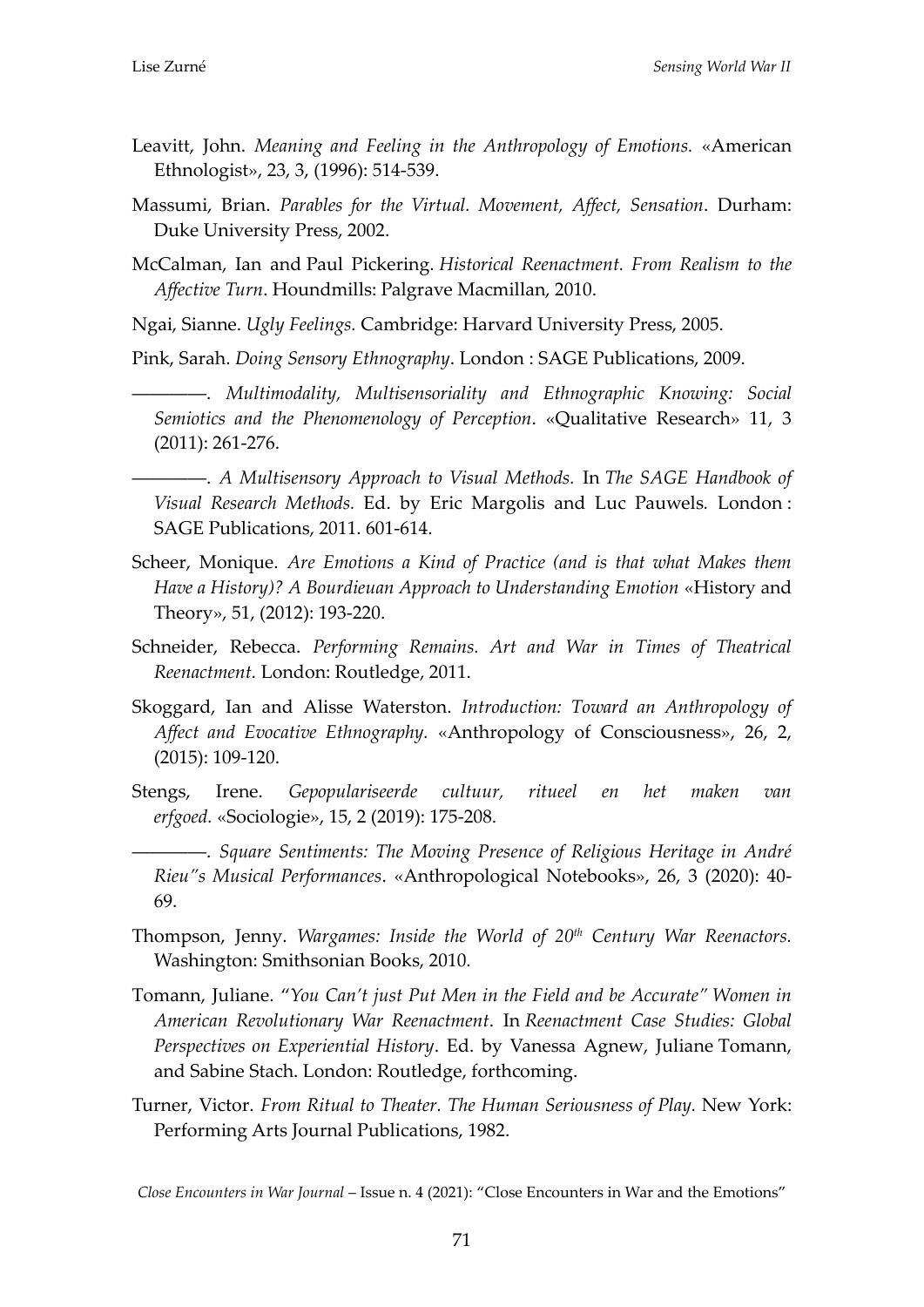Leavitt, John. *Meaning and Feeling in the Anthropology of Emotions.* «American Ethnologist», 23, 3, (1996): 514-539.

Massumi, Brian. *Parables for the Virtual. Movement, Affect, Sensation*. Durham: Duke University Press, 2002.

McCalman, Ian and Paul Pickering. *Historical Reenactment. From Realism to the Affective Turn*. Houndmills: Palgrave Macmillan, 2010.

Ngai, Sianne. *Ugly Feelings.* Cambridge: Harvard University Press, 2005.

Pink, Sarah. *Doing Sensory Ethnography*. London : SAGE Publications, 2009.

————. *Multimodality, Multisensoriality and Ethnographic Knowing: Social Semiotics and the Phenomenology of Perception*. «Qualitative Research» 11, 3 (2011): 261-276.

————. *A Multisensory Approach to Visual Methods.* In *The SAGE Handbook of Visual Research Methods.* Ed. by Eric Margolis and Luc Pauwels. London : SAGE Publications, 2011. 601-614.

Scheer, Monique. *Are Emotions a Kind of Practice (and is that what Makes them Have a History)? A Bourdieuan Approach to Understanding Emotion* «History and Theory», 51, (2012): 193-220.

Schneider, Rebecca. *Performing Remains. Art and War in Times of Theatrical Reenactment.* London: Routledge, 2011.

Skoggard, Ian and Alisse Waterston. *Introduction: Toward an Anthropology of Affect and Evocative Ethnography.* «Anthropology of Consciousness», 26, 2, (2015): 109-120.

Stengs, Irene. *Gepopulariseerde cultuur, ritueel en het maken van erfgoed.* «Sociologie», 15, 2 (2019): 175-208.

————. *Square Sentiments: The Moving Presence of Religious Heritage in André Rieu"s Musical Performances*. «Anthropological Notebooks», 26, 3 (2020): 40-69.

Thompson, Jenny. *Wargames: Inside the World of 20th Century War Reenactors.* Washington: Smithsonian Books, 2010.

Tomann, Juliane. "*You Can't just Put Men in the Field and be Accurate" Women in American Revolutionary War Reenactment*. In *Reenactment Case Studies: Global Perspectives on Experiential History*. Ed. by Vanessa Agnew, Juliane Tomann, and Sabine Stach. London: Routledge, forthcoming.

Turner, Victor. *From Ritual to Theater. The Human Seriousness of Play.* New York: Performing Arts Journal Publications, 1982.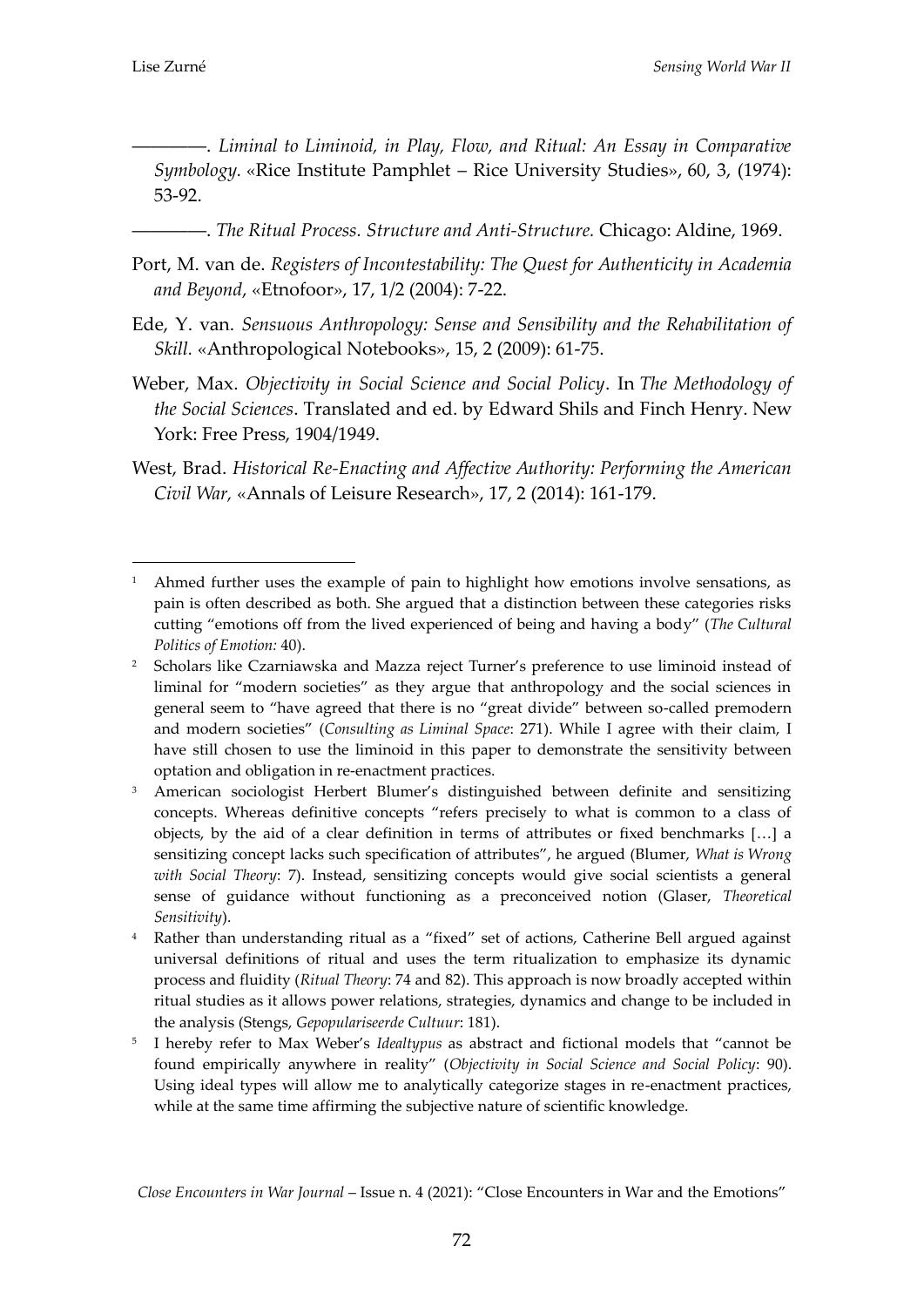————. *Liminal to Liminoid, in Play, Flow, and Ritual: An Essay in Comparative Symbology.* «Rice Institute Pamphlet – Rice University Studies», 60, 3, (1974): 53-92.

————. *The Ritual Process. Structure and Anti-Structure.* Chicago: Aldine, 1969.

Port, M. van de. *Registers of Incontestability: The Quest for Authenticity in Academia and Beyond*, «Etnofoor», 17, 1/2 (2004): 7-22.

Ede, Y. van. *Sensuous Anthropology: Sense and Sensibility and the Rehabilitation of Skill.* «Anthropological Notebooks», 15, 2 (2009): 61-75.

Weber, Max. *Objectivity in Social Science and Social Policy*. In *The Methodology of the Social Sciences*. Translated and ed. by Edward Shils and Finch Henry. New York: Free Press, 1904/1949.

West, Brad. *Historical Re-Enacting and Affective Authority: Performing the American Civil War,* «Annals of Leisure Research», 17, 2 (2014): 161-179.

---

[1] Ahmed further uses the example of pain to highlight how emotions involve sensations, as pain is often described as both. She argued that a distinction between these categories risks cutting "emotions off from the lived experienced of being and having a body" (*The Cultural Politics of Emotion:* 40).

[2] Scholars like Czarniawska and Mazza reject Turner's preference to use liminoid instead of liminal for "modern societies" as they argue that anthropology and the social sciences in general seem to "have agreed that there is no "great divide" between so-called premodern and modern societies" (*Consulting as Liminal Space*: 271). While I agree with their claim, I have still chosen to use the liminoid in this paper to demonstrate the sensitivity between optation and obligation in re-enactment practices.

[3] American sociologist Herbert Blumer's distinguished between definite and sensitizing concepts. Whereas definitive concepts "refers precisely to what is common to a class of objects, by the aid of a clear definition in terms of attributes or fixed benchmarks […] a sensitizing concept lacks such specification of attributes", he argued (Blumer, *What is Wrong with Social Theory*: 7). Instead, sensitizing concepts would give social scientists a general sense of guidance without functioning as a preconceived notion (Glaser, *Theoretical Sensitivity*).

[4] Rather than understanding ritual as a "fixed" set of actions, Catherine Bell argued against universal definitions of ritual and uses the term ritualization to emphasize its dynamic process and fluidity (*Ritual Theory*: 74 and 82). This approach is now broadly accepted within ritual studies as it allows power relations, strategies, dynamics and change to be included in the analysis (Stengs, *Gepopulariseerde Cultuur*: 181).

[5] I hereby refer to Max Weber's *Idealtypus* as abstract and fictional models that "cannot be found empirically anywhere in reality" (*Objectivity in Social Science and Social Policy*: 90). Using ideal types will allow me to analytically categorize stages in re-enactment practices, while at the same time affirming the subjective nature of scientific knowledge.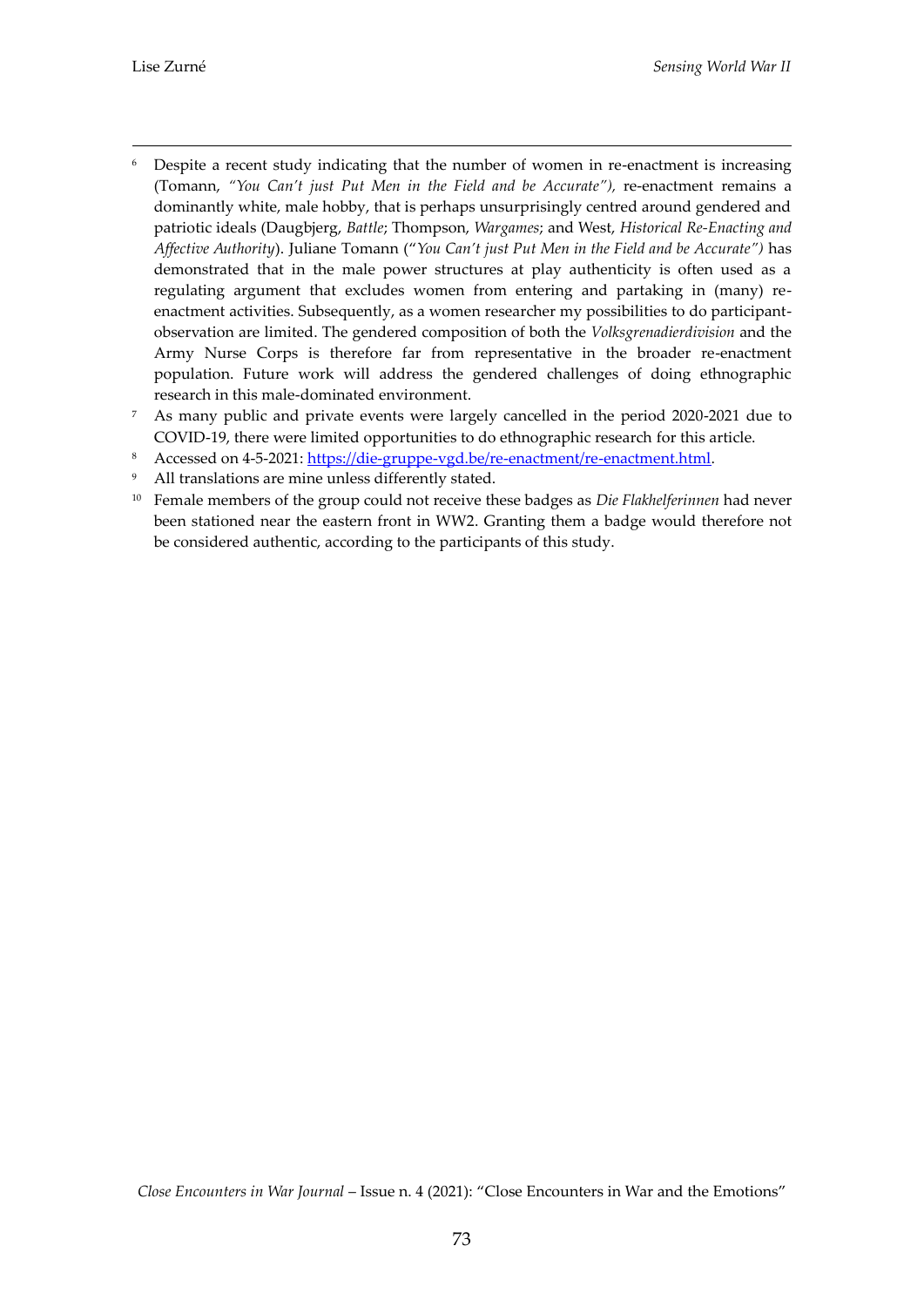[6] Despite a recent study indicating that the number of women in re-enactment is increasing (Tomann, *"You Can't just Put Men in the Field and be Accurate"),* re-enactment remains a dominantly white, male hobby, that is perhaps unsurprisingly centred around gendered and patriotic ideals (Daugbjerg, *Battle*; Thompson, *Wargames*; and West, *Historical Re-Enacting and Affective Authority*). Juliane Tomann (*"You Can't just Put Men in the Field and be Accurate")* has demonstrated that in the male power structures at play authenticity is often used as a regulating argument that excludes women from entering and partaking in (many) re-enactment activities. Subsequently, as a women researcher my possibilities to do participant-observation are limited. The gendered composition of both the *Volksgrenadierdivision* and the Army Nurse Corps is therefore far from representative in the broader re-enactment population. Future work will address the gendered challenges of doing ethnographic research in this male-dominated environment.

[7] As many public and private events were largely cancelled in the period 2020-2021 due to COVID-19, there were limited opportunities to do ethnographic research for this article.

[8] Accessed on 4-5-2021: [https://die-gruppe-vgd.be/re-enactment/re-enactment.html](https://die-gruppe-vgd.be/re-enactment/re-enactment.html).

[9] All translations are mine unless differently stated.

[10] Female members of the group could not receive these badges as *Die Flakhelferinnen* had never been stationed near the eastern front in WW2. Granting them a badge would therefore not be considered authentic, according to the participants of this study.